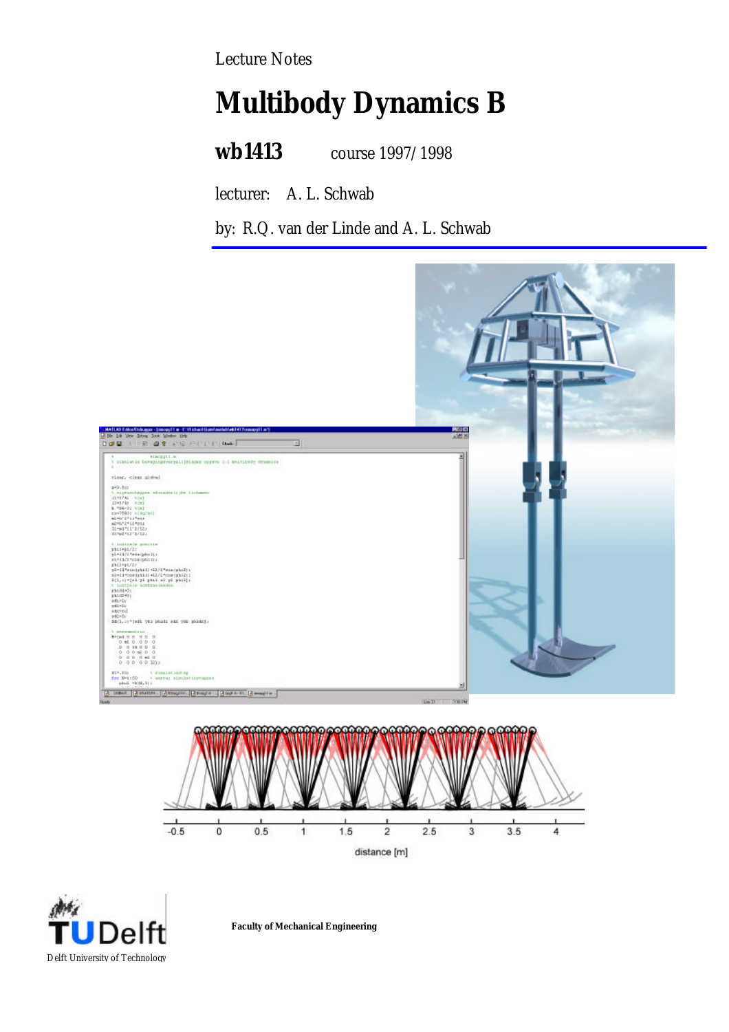Lecture Notes

# Multibody Dynamics B

**wb1413** course 1997/1998

lecturer: A. L. Schwab

by: R.Q. van der Linde and A. L. Schwab

**Faculty of Mechanical Engineering**

Delft University of Technology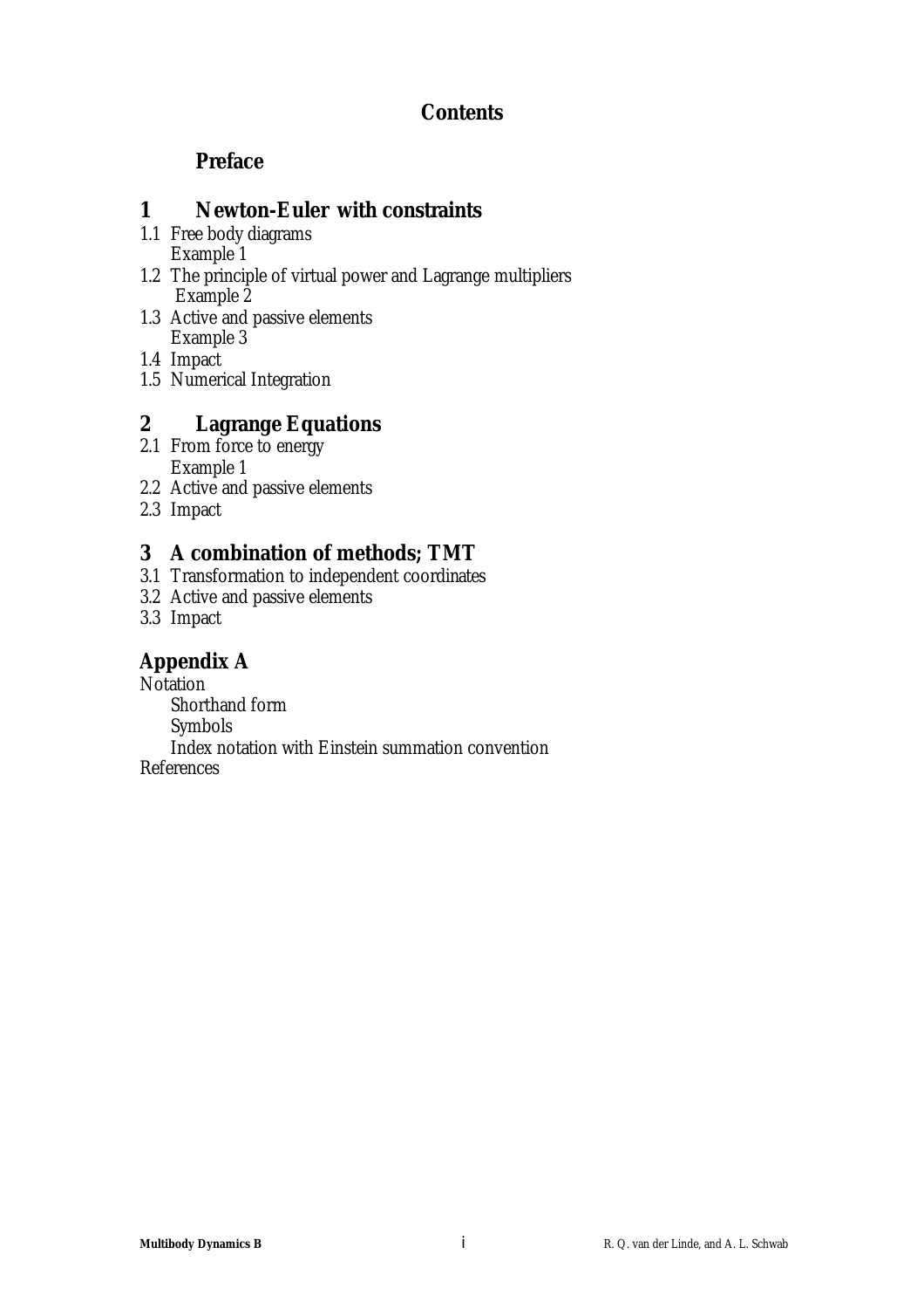# Contents

## Preface

## 1 Newton-Euler with constraints

1.1 Free body diagrams
  Example 1
1.2 The principle of virtual power and Lagrange multipliers
  Example 2
1.3 Active and passive elements
  Example 3
1.4 Impact
1.5 Numerical Integration

## 2 Lagrange Equations

2.1 From force to energy
  Example 1
2.2 Active and passive elements
2.3 Impact

## 3 A combination of methods; TMT

3.1 Transformation to independent coordinates
3.2 Active and passive elements
3.3 Impact

## Appendix A

Notation
  Shorthand form
  Symbols
  Index notation with Einstein summation convention
References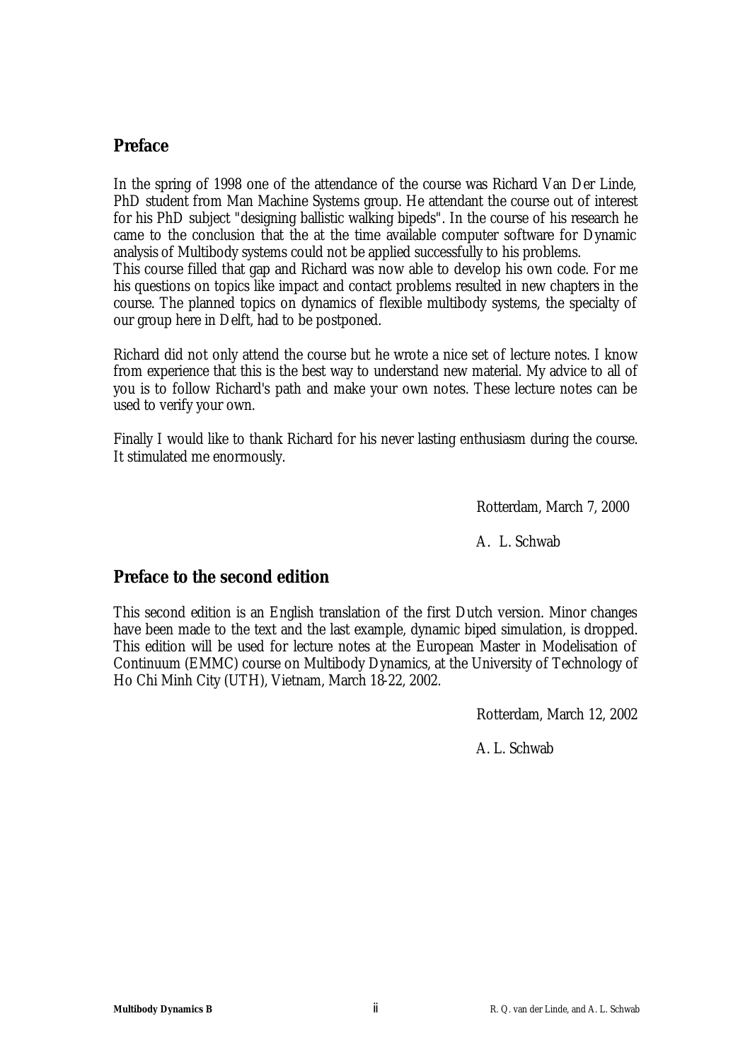## Preface

In the spring of 1998 one of the attendance of the course was Richard Van Der Linde, PhD student from Man Machine Systems group. He attendant the course out of interest for his PhD subject "designing ballistic walking bipeds". In the course of his research he came to the conclusion that the at the time available computer software for Dynamic analysis of Multibody systems could not be applied successfully to his problems.
This course filled that gap and Richard was now able to develop his own code. For me his questions on topics like impact and contact problems resulted in new chapters in the course. The planned topics on dynamics of flexible multibody systems, the specialty of our group here in Delft, had to be postponed.

Richard did not only attend the course but he wrote a nice set of lecture notes. I know from experience that this is the best way to understand new material. My advice to all of you is to follow Richard's path and make your own notes. These lecture notes can be used to verify your own.

Finally I would like to thank Richard for his never lasting enthusiasm during the course. It stimulated me enormously.

Rotterdam, March 7, 2000

A. L. Schwab

## Preface to the second edition

This second edition is an English translation of the first Dutch version. Minor changes have been made to the text and the last example, dynamic biped simulation, is dropped. This edition will be used for lecture notes at the European Master in Modelisation of Continuum (EMMC) course on Multibody Dynamics, at the University of Technology of Ho Chi Minh City (UTH), Vietnam, March 18-22, 2002.

Rotterdam, March 12, 2002

A. L. Schwab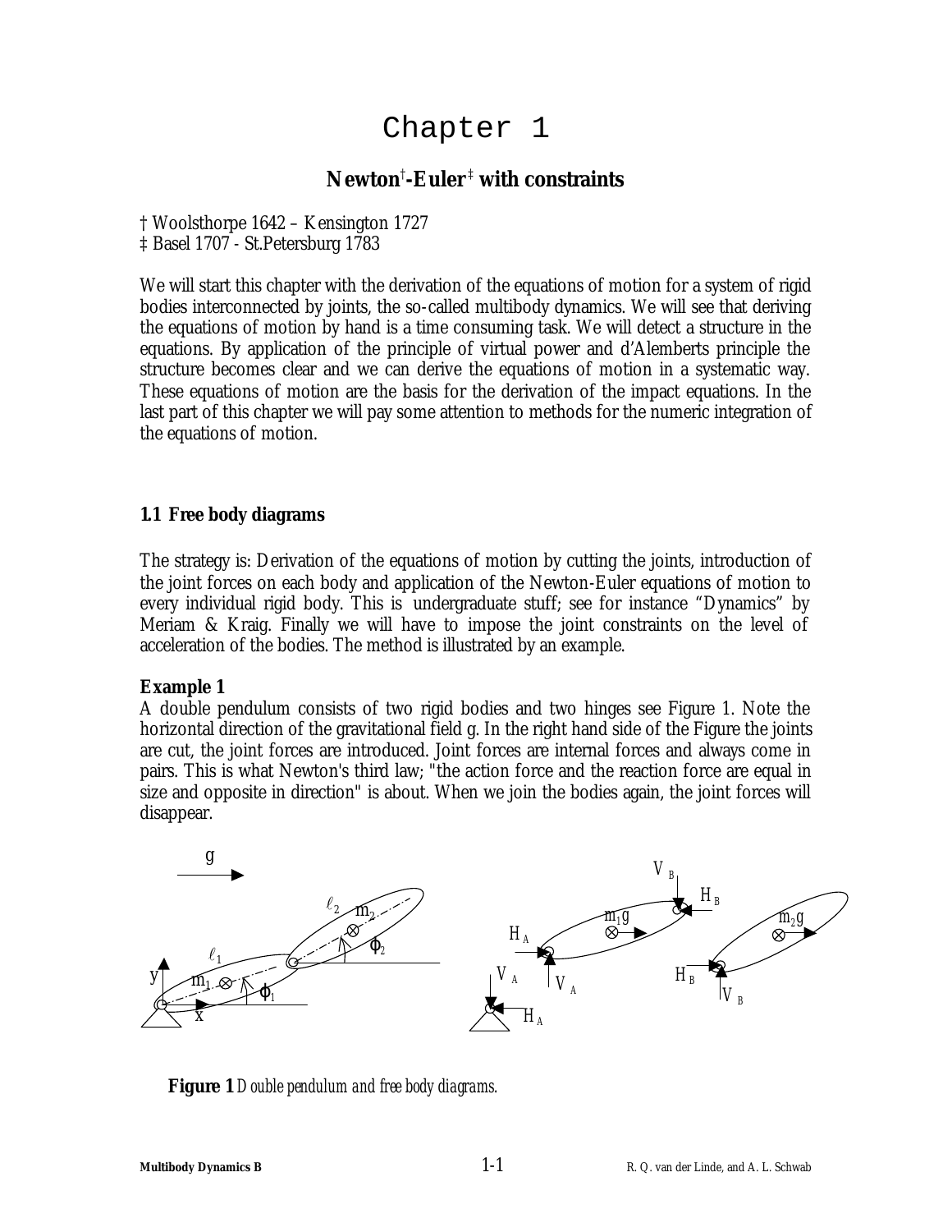# Chapter 1

## Newton†-Euler‡ with constraints

† Woolsthorpe 1642 – Kensington 1727
‡ Basel 1707 - St.Petersburg 1783

We will start this chapter with the derivation of the equations of motion for a system of rigid bodies interconnected by joints, the so-called multibody dynamics. We will see that deriving the equations of motion by hand is a time consuming task. We will detect a structure in the equations. By application of the principle of virtual power and d'Alemberts principle the structure becomes clear and we can derive the equations of motion in a systematic way. These equations of motion are the basis for the derivation of the impact equations. In the last part of this chapter we will pay some attention to methods for the numeric integration of the equations of motion.

### 1.1 Free body diagrams

The strategy is: Derivation of the equations of motion by cutting the joints, introduction of the joint forces on each body and application of the Newton-Euler equations of motion to every individual rigid body. This is undergraduate stuff; see for instance "Dynamics" by Meriam & Kraig. Finally we will have to impose the joint constraints on the level of acceleration of the bodies. The method is illustrated by an example.

**Example 1**
A double pendulum consists of two rigid bodies and two hinges see Figure 1. Note the horizontal direction of the gravitational field g. In the right hand side of the Figure the joints are cut, the joint forces are introduced. Joint forces are internal forces and always come in pairs. This is what Newton's third law; "the action force and the reaction force are equal in size and opposite in direction" is about. When we join the bodies again, the joint forces will disappear.

**Figure 1** *Double pendulum and free body diagrams.*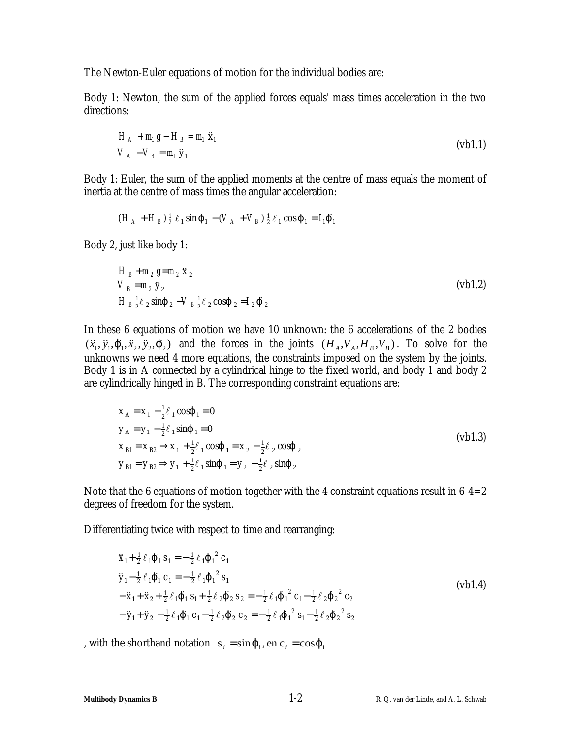The Newton-Euler equations of motion for the individual bodies are:

Body 1: Newton, the sum of the applied forces equals' mass times acceleration in the two directions:

$$
\begin{aligned}
H_A + m_1 g - H_B &= m_1 \ddot{x}_1 \\
V_A - V_B &= m_1 \ddot{y}_1
\end{aligned}
\tag{vb1.1}
$$

Body 1: Euler, the sum of the applied moments at the centre of mass equals the moment of inertia at the centre of mass times the angular acceleration:

$$
(H_A + H_B)\tfrac{1}{2}\ell_1 \sin\varphi_1 - (V_A + V_B)\tfrac{1}{2}\ell_1 \cos\varphi_1 = I_1 \ddot{\varphi}_1
$$

Body 2, just like body 1:

$$
\begin{aligned}
H_B + m_2 g &= m_2 \ddot{x}_2 \\
V_B &= m_2 \ddot{y}_2 \\
H_B \tfrac{1}{2}\ell_2 \sin\varphi_2 - V_B \tfrac{1}{2}\ell_2 \cos\varphi_2 &= I_2 \ddot{\varphi}_2
\end{aligned}
\tag{vb1.2}
$$

In these 6 equations of motion we have 10 unknown: the 6 accelerations of the 2 bodies $(\ddot{x}_1, \ddot{y}_1, \ddot{\varphi}_1, \ddot{x}_2, \ddot{y}_2, \ddot{\varphi}_2)$ and the forces in the joints $(H_A, V_A, H_B, V_B)$. To solve for the unknowns we need 4 more equations, the constraints imposed on the system by the joints. Body 1 is in A connected by a cylindrical hinge to the fixed world, and body 1 and body 2 are cylindrically hinged in B. The corresponding constraint equations are:

$$
\begin{aligned}
x_A &= x_1 - \tfrac{1}{2}\ell_1 \cos\varphi_1 = 0 \\
y_A &= y_1 - \tfrac{1}{2}\ell_1 \sin\varphi_1 = 0 \\
x_{B1} &= x_{B2} \Rightarrow x_1 + \tfrac{1}{2}\ell_1 \cos\varphi_1 = x_2 - \tfrac{1}{2}\ell_2 \cos\varphi_2 \\
y_{B1} &= y_{B2} \Rightarrow y_1 + \tfrac{1}{2}\ell_1 \sin\varphi_1 = y_2 - \tfrac{1}{2}\ell_2 \sin\varphi_2
\end{aligned}
\tag{vb1.3}
$$

Note that the 6 equations of motion together with the 4 constraint equations result in 6-4=2 degrees of freedom for the system.

Differentiating twice with respect to time and rearranging:

$$
\begin{aligned}
\ddot{x}_1 + \tfrac{1}{2}\ell_1 \ddot{\varphi}_1 s_1 &= -\tfrac{1}{2}\ell_1 \dot{\varphi}_1^2 c_1 \\
\ddot{y}_1 - \tfrac{1}{2}\ell_1 \ddot{\varphi}_1 c_1 &= -\tfrac{1}{2}\ell_1 \dot{\varphi}_1^2 s_1 \\
-\ddot{x}_1 + \ddot{x}_2 + \tfrac{1}{2}\ell_1 \ddot{\varphi}_1 s_1 + \tfrac{1}{2}\ell_2 \ddot{\varphi}_2 s_2 &= -\tfrac{1}{2}\ell_1 \dot{\varphi}_1^2 c_1 - \tfrac{1}{2}\ell_2 \dot{\varphi}_2^2 c_2 \\
-\ddot{y}_1 + \ddot{y}_2 - \tfrac{1}{2}\ell_1 \ddot{\varphi}_1 c_1 - \tfrac{1}{2}\ell_2 \ddot{\varphi}_2 c_2 &= -\tfrac{1}{2}\ell_1 \dot{\varphi}_1^2 s_1 - \tfrac{1}{2}\ell_2 \dot{\varphi}_2^2 s_2
\end{aligned}
\tag{vb1.4}
$$

, with the shorthand notation $s_i = \sin\varphi_i$, en $c_i = \cos\varphi_i$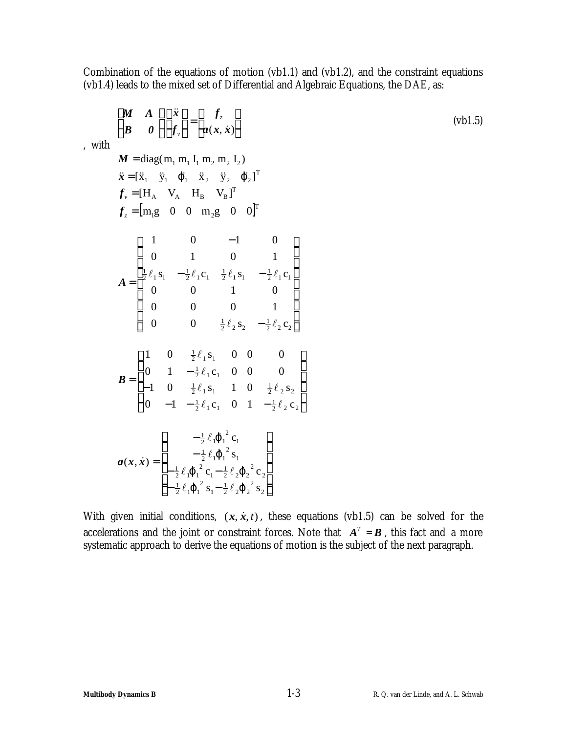Combination of the equations of motion (vb1.1) and (vb1.2), and the constraint equations (vb1.4) leads to the mixed set of Differential and Algebraic Equations, the DAE, as:

$$\begin{bmatrix} \boldsymbol{M} & \boldsymbol{A} \\ \boldsymbol{B} & \boldsymbol{0} \end{bmatrix} \begin{bmatrix} \ddot{\boldsymbol{x}} \\ -\boldsymbol{f}_v \end{bmatrix} = \begin{bmatrix} \boldsymbol{f}_z \\ -\boldsymbol{a}(\boldsymbol{x}, \dot{\boldsymbol{x}}) \end{bmatrix} \tag{vb1.5}$$

, with

$$\boldsymbol{M} = \text{diag}(\text{m}_1 \ \text{m}_1 \ \text{I}_1 \ \text{m}_2 \ \text{m}_2 \ \text{I}_2)$$

$$\ddot{\boldsymbol{x}} = [\ddot{\text{x}}_1 \quad \ddot{\text{y}}_1 \quad \ddot{\varphi}_1 \quad \ddot{\text{x}}_2 \quad \ddot{\text{y}}_2 \quad \ddot{\varphi}_2]^\text{T}$$

$$\boldsymbol{f}_v = [\text{H}_\text{A} \quad \text{V}_\text{A} \quad \text{H}_\text{B} \quad \text{V}_\text{B}]^\text{T}$$

$$\boldsymbol{f}_z = [\text{m}_1\text{g} \quad 0 \quad 0 \quad \text{m}_2\text{g} \quad 0 \quad 0]^\text{T}$$

$$\boldsymbol{A} = \begin{bmatrix} 1 & 0 & -1 & 0 \\ 0 & 1 & 0 & 1 \\ \frac{1}{2}\ell_1 \text{s}_1 & -\frac{1}{2}\ell_1 \text{c}_1 & \frac{1}{2}\ell_1 \text{s}_1 & -\frac{1}{2}\ell_1 \text{c}_1 \\ 0 & 0 & 1 & 0 \\ 0 & 0 & 0 & 1 \\ 0 & 0 & \frac{1}{2}\ell_2 \text{s}_2 & -\frac{1}{2}\ell_2 \text{c}_2 \end{bmatrix}$$

$$\boldsymbol{B} = \begin{bmatrix} 1 & 0 & \frac{1}{2}\ell_1 \text{s}_1 & 0 & 0 & 0 \\ 0 & 1 & -\frac{1}{2}\ell_1 \text{c}_1 & 0 & 0 & 0 \\ -1 & 0 & \frac{1}{2}\ell_1 \text{s}_1 & 1 & 0 & \frac{1}{2}\ell_2 \text{s}_2 \\ 0 & -1 & -\frac{1}{2}\ell_1 \text{c}_1 & 0 & 1 & -\frac{1}{2}\ell_2 \text{c}_2 \end{bmatrix}$$

$$\boldsymbol{a}(\boldsymbol{x}, \dot{\boldsymbol{x}}) = \begin{bmatrix} -\frac{1}{2}\ell_1 \dot{\varphi}_1^{\,2} \text{c}_1 \\ -\frac{1}{2}\ell_1 \dot{\varphi}_1^{\,2} \text{s}_1 \\ -\frac{1}{2}\ell_1 \dot{\varphi}_1^{\,2} \text{c}_1 - \frac{1}{2}\ell_2 \dot{\varphi}_2^{\,2} \text{c}_2 \\ -\frac{1}{2}\ell_1 \dot{\varphi}_1^{\,2} \text{s}_1 - \frac{1}{2}\ell_2 \dot{\varphi}_2^{\,2} \text{s}_2 \end{bmatrix}$$

With given initial conditions, $(\boldsymbol{x}, \dot{\boldsymbol{x}}, t)$, these equations (vb1.5) can be solved for the accelerations and the joint or constraint forces. Note that $\boldsymbol{A}^T = \boldsymbol{B}$, this fact and a more systematic approach to derive the equations of motion is the subject of the next paragraph.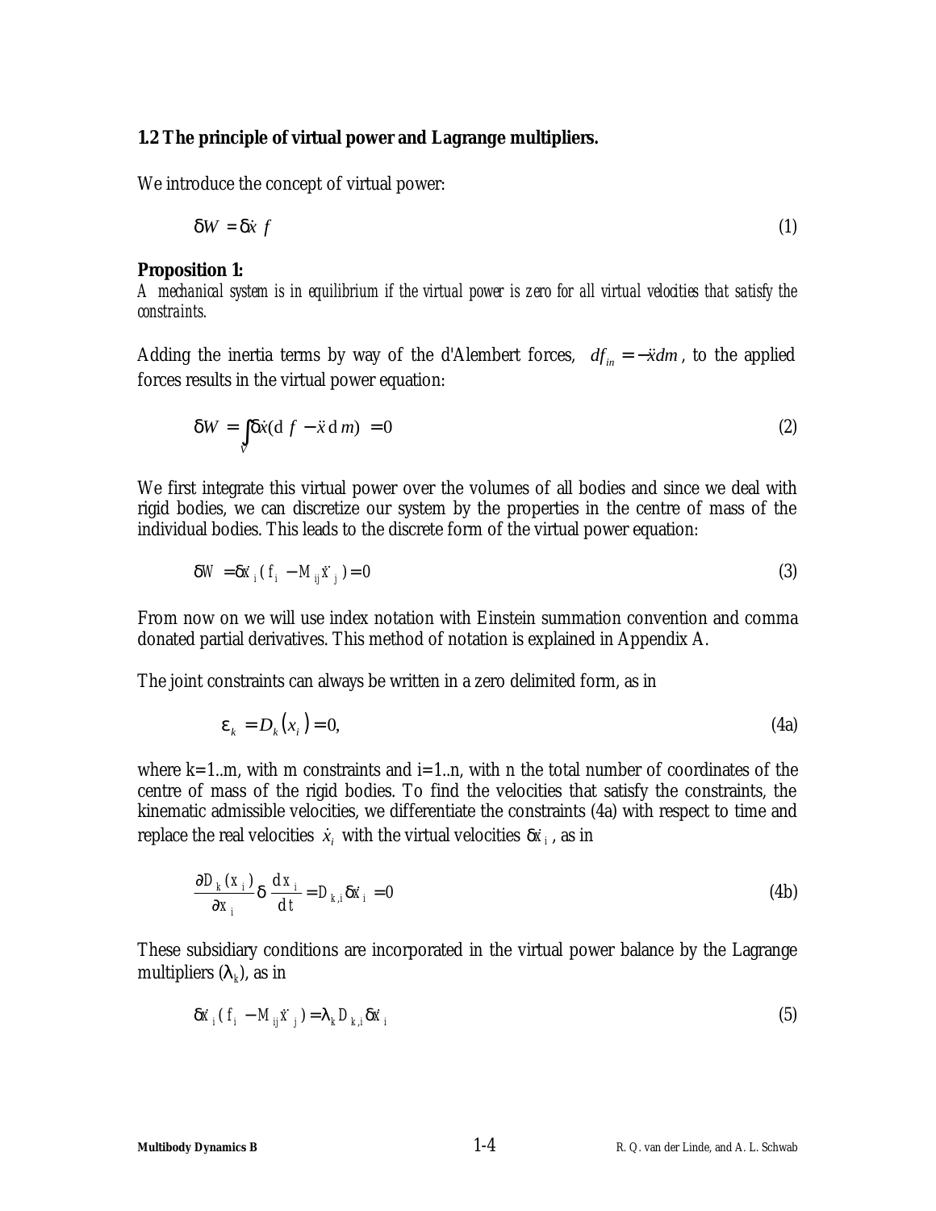### 1.2 The principle of virtual power and Lagrange multipliers.

We introduce the concept of virtual power:

$$\delta W = \delta \dot{x} \; f \tag{1}$$

**Proposition 1:**

*A mechanical system is in equilibrium if the virtual power is zero for all virtual velocities that satisfy the constraints.*

Adding the inertia terms by way of the d'Alembert forces, $df_{in} = -\ddot{x}dm$, to the applied forces results in the virtual power equation:

$$\delta W = \int_V \delta \dot{x} (\mathrm{d}\, f - \ddot{x}\, \mathrm{d}\, m) = 0 \tag{2}$$

We first integrate this virtual power over the volumes of all bodies and since we deal with rigid bodies, we can discretize our system by the properties in the centre of mass of the individual bodies. This leads to the discrete form of the virtual power equation:

$$\delta W = \delta \dot{x}_i ( f_i - M_{ij} \ddot{x}_j ) = 0 \tag{3}$$

From now on we will use index notation with Einstein summation convention and comma donated partial derivatives. This method of notation is explained in Appendix A.

The joint constraints can always be written in a zero delimited form, as in

$$\varepsilon_k = D_k (x_i) = 0, \tag{4a}$$

where k=1..m, with m constraints and i=1..n, with n the total number of coordinates of the centre of mass of the rigid bodies. To find the velocities that satisfy the constraints, the kinematic admissible velocities, we differentiate the constraints (4a) with respect to time and replace the real velocities $\dot{x}_i$ with the virtual velocities $\delta \dot{x}_i$, as in

$$\frac{\partial D_k (x_i)}{\partial x_i} \delta \frac{d x_i}{d t} = D_{k,i} \delta \dot{x}_i = 0 \tag{4b}$$

These subsidiary conditions are incorporated in the virtual power balance by the Lagrange multipliers ($\lambda_k$), as in

$$\delta \dot{x}_i ( f_i - M_{ij} \ddot{x}_j ) = \lambda_k D_{k,i} \delta \dot{x}_i \tag{5}$$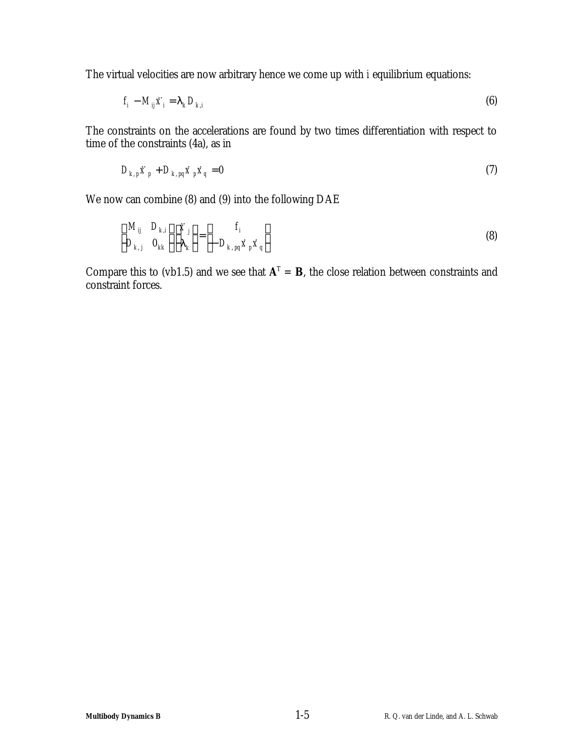The virtual velocities are now arbitrary hence we come up with i equilibrium equations:

$$f_i - M_{ij}\ddot{x}_i = \lambda_k D_{k,i} \tag{6}$$

The constraints on the accelerations are found by two times differentiation with respect to time of the constraints (4a), as in

$$D_{k,p}\ddot{x}_p + D_{k,pq}\dot{x}_p\dot{x}_q = 0 \tag{7}$$

We now can combine (8) and (9) into the following DAE

$$\begin{bmatrix} M_{ij} & D_{k,i} \\ D_{k,j} & 0_{kk} \end{bmatrix} \begin{bmatrix} \ddot{x}_j \\ \lambda_k \end{bmatrix} = \begin{bmatrix} f_i \\ -D_{k,pq}\dot{x}_p\dot{x}_q \end{bmatrix} \tag{8}$$

Compare this to (vb1.5) and we see that $\mathbf{A}^T = \mathbf{B}$, the close relation between constraints and constraint forces.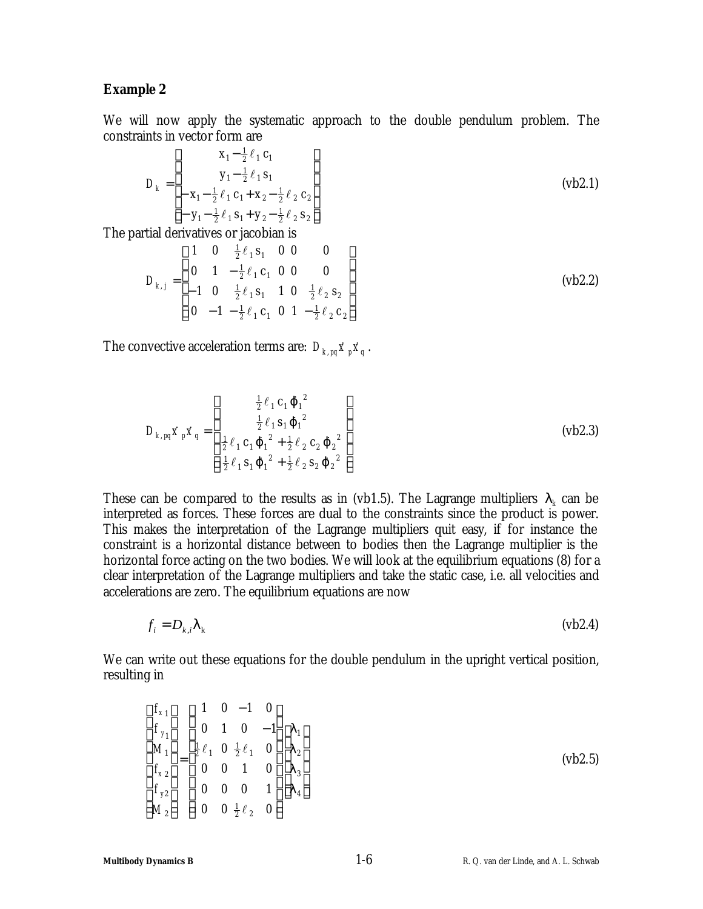**Example 2**

We will now apply the systematic approach to the double pendulum problem. The constraints in vector form are

$$D_k = \begin{bmatrix} x_1 - \frac{1}{2}\ell_1 c_1 \\ y_1 - \frac{1}{2}\ell_1 s_1 \\ -x_1 - \frac{1}{2}\ell_1 c_1 + x_2 - \frac{1}{2}\ell_2 c_2 \\ -y_1 - \frac{1}{2}\ell_1 s_1 + y_2 - \frac{1}{2}\ell_2 s_2 \end{bmatrix} \tag{vb2.1}$$

The partial derivatives or jacobian is

$$D_{k,j} = \begin{bmatrix} 1 & 0 & \frac{1}{2}\ell_1 s_1 & 0 & 0 & 0 \\ 0 & 1 & -\frac{1}{2}\ell_1 c_1 & 0 & 0 & 0 \\ -1 & 0 & \frac{1}{2}\ell_1 s_1 & 1 & 0 & \frac{1}{2}\ell_2 s_2 \\ 0 & -1 & -\frac{1}{2}\ell_1 c_1 & 0 & 1 & -\frac{1}{2}\ell_2 c_2 \end{bmatrix} \tag{vb2.2}$$

The convective acceleration terms are: $D_{k,pq}\dot{x}_p\dot{x}_q$.

$$D_{k,pq}\dot{x}_p\dot{x}_q = \begin{bmatrix} \frac{1}{2}\ell_1 c_1 \dot{\varphi}_1^2 \\ \frac{1}{2}\ell_1 s_1 \dot{\varphi}_1^2 \\ \frac{1}{2}\ell_1 c_1 \dot{\varphi}_1^2 + \frac{1}{2}\ell_2 c_2 \dot{\varphi}_2^2 \\ \frac{1}{2}\ell_1 s_1 \dot{\varphi}_1^2 + \frac{1}{2}\ell_2 s_2 \dot{\varphi}_2^2 \end{bmatrix} \tag{vb2.3}$$

These can be compared to the results as in (vb1.5). The Lagrange multipliers $\lambda_k$ can be interpreted as forces. These forces are dual to the constraints since the product is power. This makes the interpretation of the Lagrange multipliers quit easy, if for instance the constraint is a horizontal distance between to bodies then the Lagrange multiplier is the horizontal force acting on the two bodies. We will look at the equilibrium equations (8) for a clear interpretation of the Lagrange multipliers and take the static case, i.e. all velocities and accelerations are zero. The equilibrium equations are now

$$f_i = D_{k,i}\lambda_k \tag{vb2.4}$$

We can write out these equations for the double pendulum in the upright vertical position, resulting in

$$\begin{bmatrix} f_{x1} \\ f_{y1} \\ M_1 \\ f_{x2} \\ f_{y2} \\ M_2 \end{bmatrix} = \begin{bmatrix} 1 & 0 & -1 & 0 \\ 0 & 1 & 0 & -1 \\ \frac{1}{2}\ell_1 & 0 & \frac{1}{2}\ell_1 & 0 \\ 0 & 0 & 1 & 0 \\ 0 & 0 & 0 & 1 \\ 0 & 0 & \frac{1}{2}\ell_2 & 0 \end{bmatrix} \begin{bmatrix} \lambda_1 \\ \lambda_2 \\ \lambda_3 \\ \lambda_4 \end{bmatrix} \tag{vb2.5}$$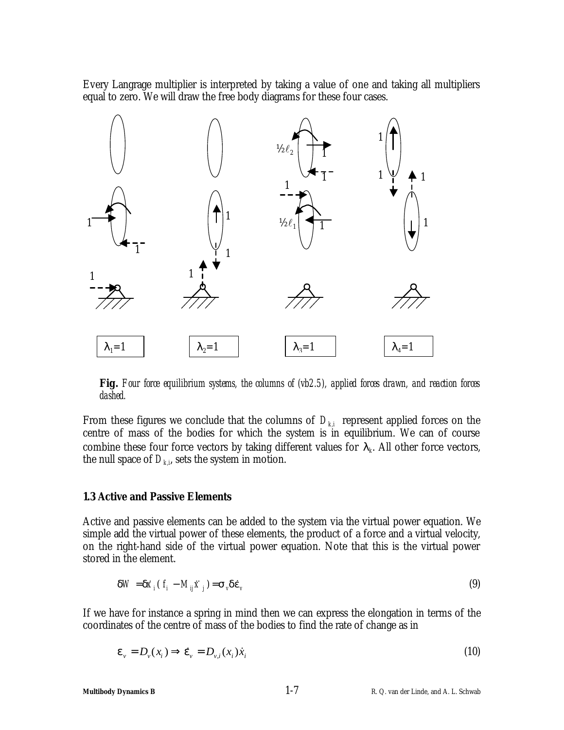Every Langrage multiplier is interpreted by taking a value of one and taking all multipliers equal to zero. We will draw the free body diagrams for these four cases.

$\lambda_1=1$ $\lambda_2=1$ $\lambda_3=1$ $\lambda_4=1$

**Fig.** *Four force equilibrium systems, the columns of (vb2.5), applied forces drawn, and reaction forces dashed.*

From these figures we conclude that the columns of $D_{k,i}$ represent applied forces on the centre of mass of the bodies for which the system is in equilibrium. We can of course combine these four force vectors by taking different values for $\lambda_k$. All other force vectors, the null space of $D_{k,i}$, sets the system in motion.

### 1.3 Active and Passive Elements

Active and passive elements can be added to the system via the virtual power equation. We simple add the virtual power of these elements, the product of a force and a virtual velocity, on the right-hand side of the virtual power equation. Note that this is the virtual power stored in the element.

$$\delta W = \delta \dot{x}_i ( f_i - M_{ij} \ddot{x}_j ) = \sigma_v \delta \dot{\varepsilon}_v \tag{9}$$

If we have for instance a spring in mind then we can express the elongation in terms of the coordinates of the centre of mass of the bodies to find the rate of change as in

$$\varepsilon_v = D_v(x_i) \Rightarrow \dot{\varepsilon}_v = D_{v,i}(x_i)\dot{x}_i \tag{10}$$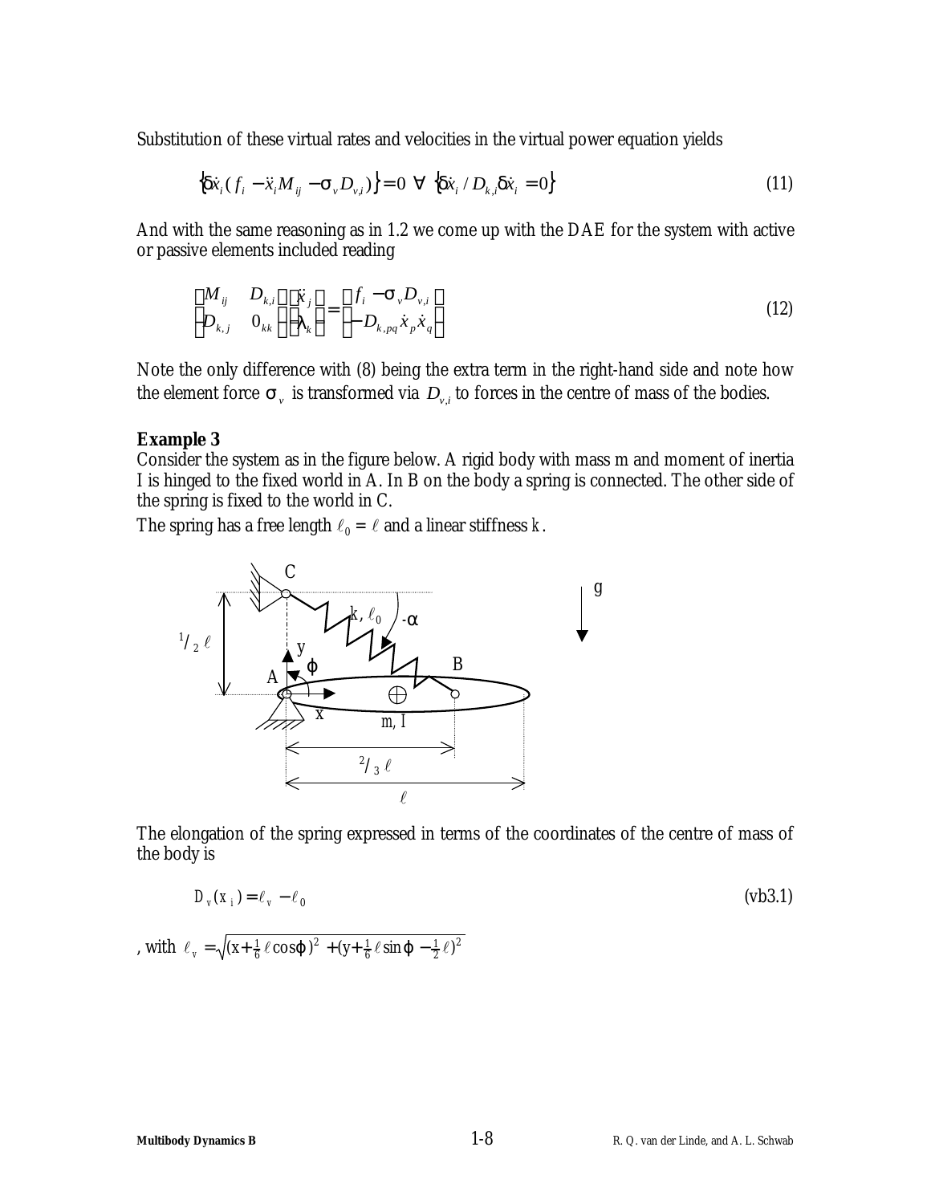Substitution of these virtual rates and velocities in the virtual power equation yields

$$\left\{\delta\dot{x}_i(f_i - \ddot{x}_i M_{ij} - \sigma_v D_{v,i})\right\} = 0 \;\; \forall \;\; \left\{\delta\dot{x}_i \,/\, D_{k,i}\delta\dot{x}_i = 0\right\} \tag{11}$$

And with the same reasoning as in 1.2 we come up with the DAE for the system with active or passive elements included reading

$$\begin{bmatrix} M_{ij} & D_{k,i} \\ D_{k,j} & 0_{kk} \end{bmatrix} \begin{bmatrix} \ddot{x}_j \\ \lambda_k \end{bmatrix} = \begin{bmatrix} f_i - \sigma_v D_{v,i} \\ -D_{k,pq}\dot{x}_p \dot{x}_q \end{bmatrix} \tag{12}$$

Note the only difference with (8) being the extra term in the right-hand side and note how the element force $\sigma_v$ is transformed via $D_{v,i}$ to forces in the centre of mass of the bodies.

**Example 3**

Consider the system as in the figure below. A rigid body with mass m and moment of inertia I is hinged to the fixed world in A. In B on the body a spring is connected. The other side of the spring is fixed to the world in C.

The spring has a free length $\ell_0 = \ell$ and a linear stiffness $k$.

The elongation of the spring expressed in terms of the coordinates of the centre of mass of the body is

$$D_v(x_i) = \ell_v - \ell_0 \tag{vb3.1}$$

, with $\ell_v = \sqrt{(x + \frac{1}{6}\ell\cos\varphi)^2 + (y + \frac{1}{6}\ell\sin\varphi - \frac{1}{2}\ell)^2}$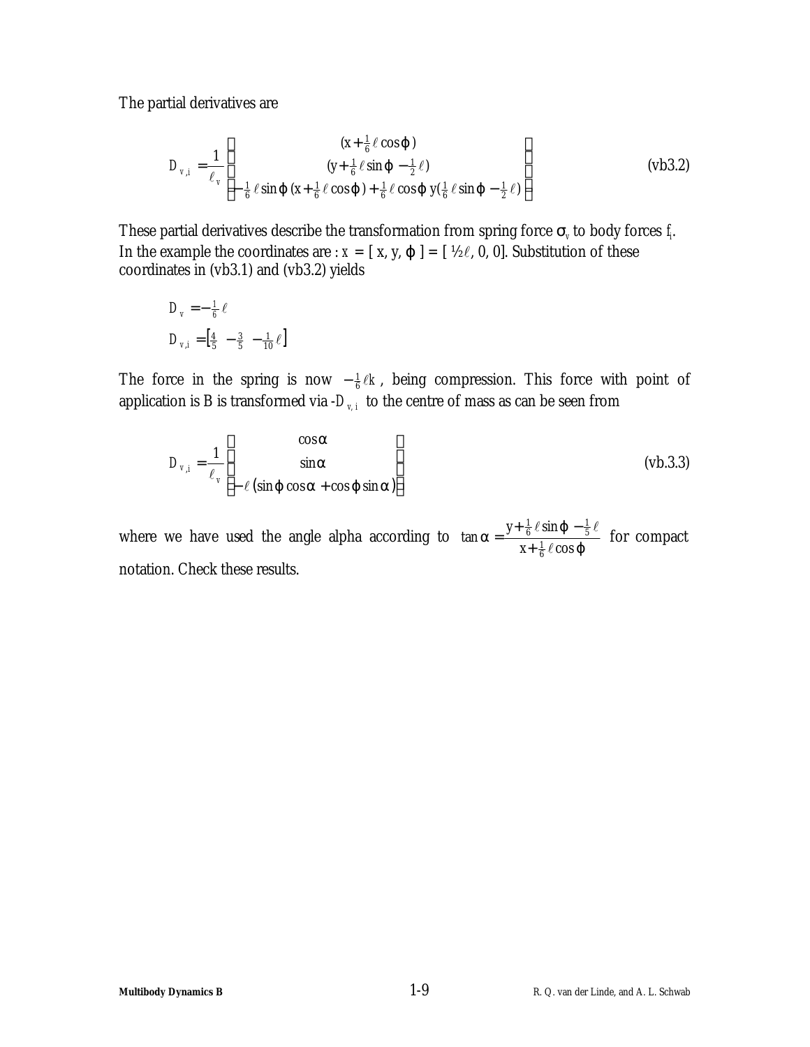The partial derivatives are

$$D_{v,i} = \frac{1}{\ell_v}\begin{bmatrix} (x+\frac{1}{6}\ell\cos\varphi) \\ (y+\frac{1}{6}\ell\sin\varphi - \frac{1}{2}\ell) \\ -\frac{1}{6}\ell\sin\varphi\,(x+\frac{1}{6}\ell\cos\varphi) + \frac{1}{6}\ell\cos\varphi\, y(\frac{1}{6}\ell\sin\varphi - \frac{1}{2}\ell) \end{bmatrix} \tag{vb3.2}$$

These partial derivatives describe the transformation from spring force $\sigma_v$ to body forces $f_i$. In the example the coordinates are : $x$ = [ x, y, $\varphi$ ] = [ ½$\ell$, 0, 0]. Substitution of these coordinates in (vb3.1) and (vb3.2) yields

$$D_v = -\tfrac{1}{6}\ell$$

$$D_{v,i} = \left[\tfrac{4}{5} \;\; -\tfrac{3}{5} \;\; -\tfrac{1}{10}\ell\right]$$

The force in the spring is now $-\frac{1}{6}\ell k$, being compression. This force with point of application is B is transformed via -$D_{v,i}$ to the centre of mass as can be seen from

$$D_{v,i} = \frac{1}{\ell_v}\begin{bmatrix} \cos\alpha \\ \sin\alpha \\ -\ell\,(\sin\varphi\cos\alpha + \cos\varphi\sin\alpha) \end{bmatrix} \tag{vb.3.3}$$

where we have used the angle alpha according to $\tan\alpha = \dfrac{y+\frac{1}{6}\ell\sin\varphi - \frac{1}{5}\ell}{x+\frac{1}{6}\ell\cos\varphi}$ for compact notation. Check these results.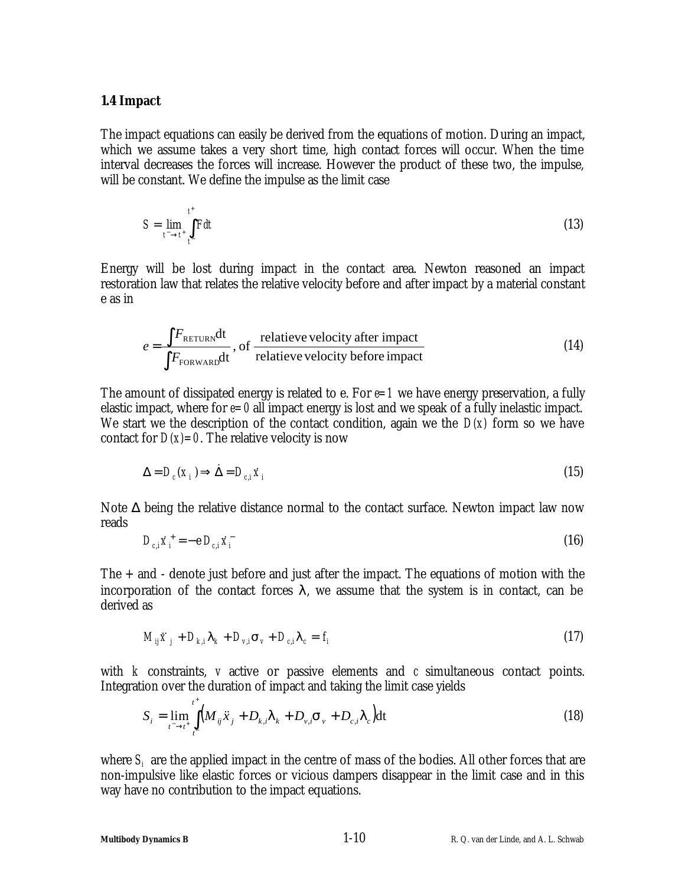### 1.4 Impact

The impact equations can easily be derived from the equations of motion. During an impact, which we assume takes a very short time, high contact forces will occur. When the time interval decreases the forces will increase. However the product of these two, the impulse, will be constant. We define the impulse as the limit case

$$S = \lim_{t^- \to t^+} \int_{t^-}^{t^+} F \mathrm{d}t \tag{13}$$

Energy will be lost during impact in the contact area. Newton reasoned an impact restoration law that relates the relative velocity before and after impact by a material constant e as in

$$e = \frac{\int F_{\mathrm{RETURN}} \mathrm{d}t}{\int F_{\mathrm{FORWARD}} \mathrm{d}t}, \text{ of } \frac{\text{relatieve velocity after impact}}{\text{relatieve velocity before impact}} \tag{14}$$

The amount of dissipated energy is related to e. For $e=1$ we have energy preservation, a fully elastic impact, where for $e=0$ all impact energy is lost and we speak of a fully inelastic impact. We start we the description of the contact condition, again we the $D(x)$ form so we have contact for $D(x)=0$. The relative velocity is now

$$\Delta = D_c(x_i) \Rightarrow \dot{\Delta} = D_{c,i}\dot{x}_i \tag{15}$$

Note $\Delta$ being the relative distance normal to the contact surface. Newton impact law now reads

$$D_{c,i}\dot{x}_i^{\,+} = -e D_{c,i}\dot{x}_i^{\,-} \tag{16}$$

The + and - denote just before and just after the impact. The equations of motion with the incorporation of the contact forces $\lambda$, we assume that the system is in contact, can be derived as

$$M_{ij}\ddot{x}_j + D_{k,i}\lambda_k + D_{v,i}\sigma_v + D_{c,i}\lambda_c = f_i \tag{17}$$

with $k$ constraints, $v$ active or passive elements and $c$ simultaneous contact points. Integration over the duration of impact and taking the limit case yields

$$S_i = \lim_{t^- \to t^+} \int_{t^-}^{t^+} \left( M_{ij}\ddot{x}_j + D_{k,i}\lambda_k + D_{v,i}\sigma_v + D_{c,i}\lambda_c \right) \mathrm{d}t \tag{18}$$

where $S_i$ are the applied impact in the centre of mass of the bodies. All other forces that are non-impulsive like elastic forces or vicious dampers disappear in the limit case and in this way have no contribution to the impact equations.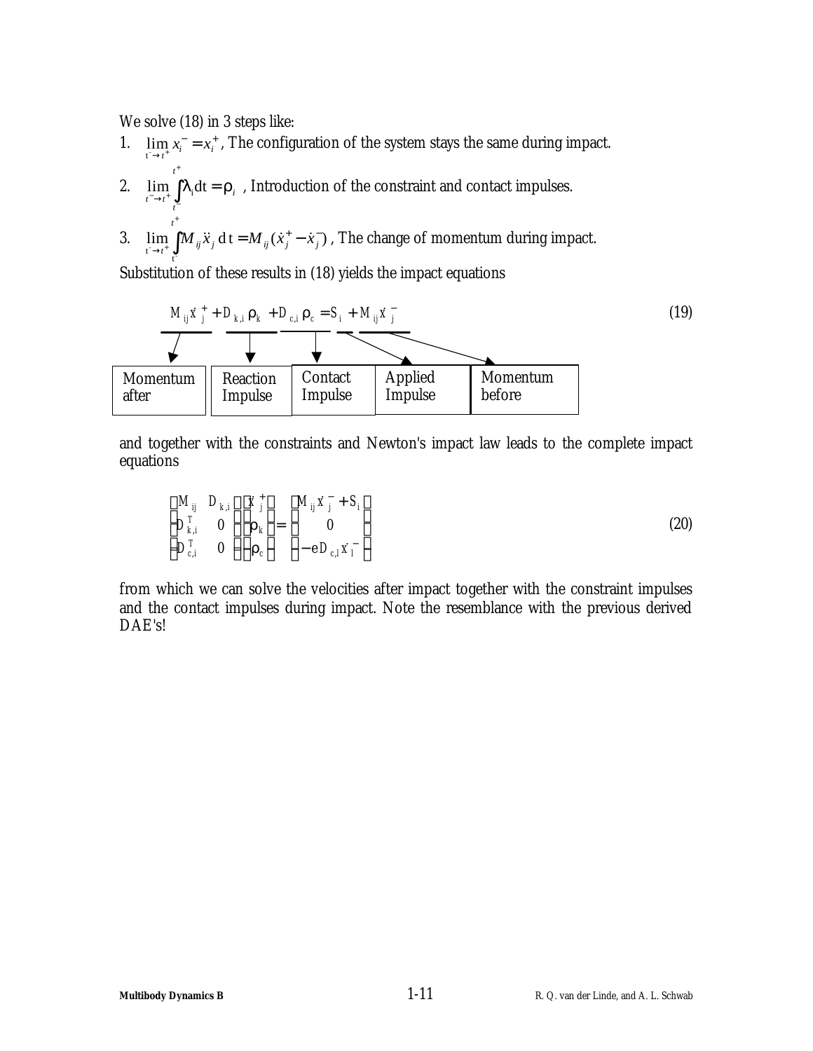We solve (18) in 3 steps like:

1. $\lim_{t^- \to t^+} x_i^- = x_i^+$, The configuration of the system stays the same during impact.
2. $\lim_{t^- \to t^+} \int_{t^-}^{t^+} \lambda_i \, \mathrm{d}t = \rho_i$ , Introduction of the constraint and contact impulses.
3. $\lim_{t^- \to t^+} \int_{t^-}^{t^+} M_{ij} \ddot{x}_j \, \mathrm{d}t = M_{ij}(\dot{x}_j^+ - \dot{x}_j^-)$ , The change of momentum during impact.

Substitution of these results in (18) yields the impact equations

$$\underbrace{M_{ij}\dot{x}_j^+}_{\text{Momentum after}} + \underbrace{D_{k,i}\rho_k}_{\text{Reaction Impulse}} + \underbrace{D_{c,i}\rho_c}_{\text{Contact Impulse}} = \underbrace{S_i}_{\text{Applied Impulse}} + \underbrace{M_{ij}\dot{x}_j^-}_{\text{Momentum before}} \tag{19}$$

and together with the constraints and Newton's impact law leads to the complete impact equations

$$\begin{bmatrix} M_{ij} & D_{k,i} \\ D_{k,i}^T & 0 \\ D_{c,i}^T & 0 \end{bmatrix} \begin{bmatrix} \dot{x}_j^+ \\ \rho_k \\ \rho_c \end{bmatrix} = \begin{bmatrix} M_{ij}\dot{x}_j^- + S_i \\ 0 \\ -eD_{c,l}\dot{x}_l^- \end{bmatrix} \tag{20}$$

from which we can solve the velocities after impact together with the constraint impulses and the contact impulses during impact. Note the resemblance with the previous derived DAE's!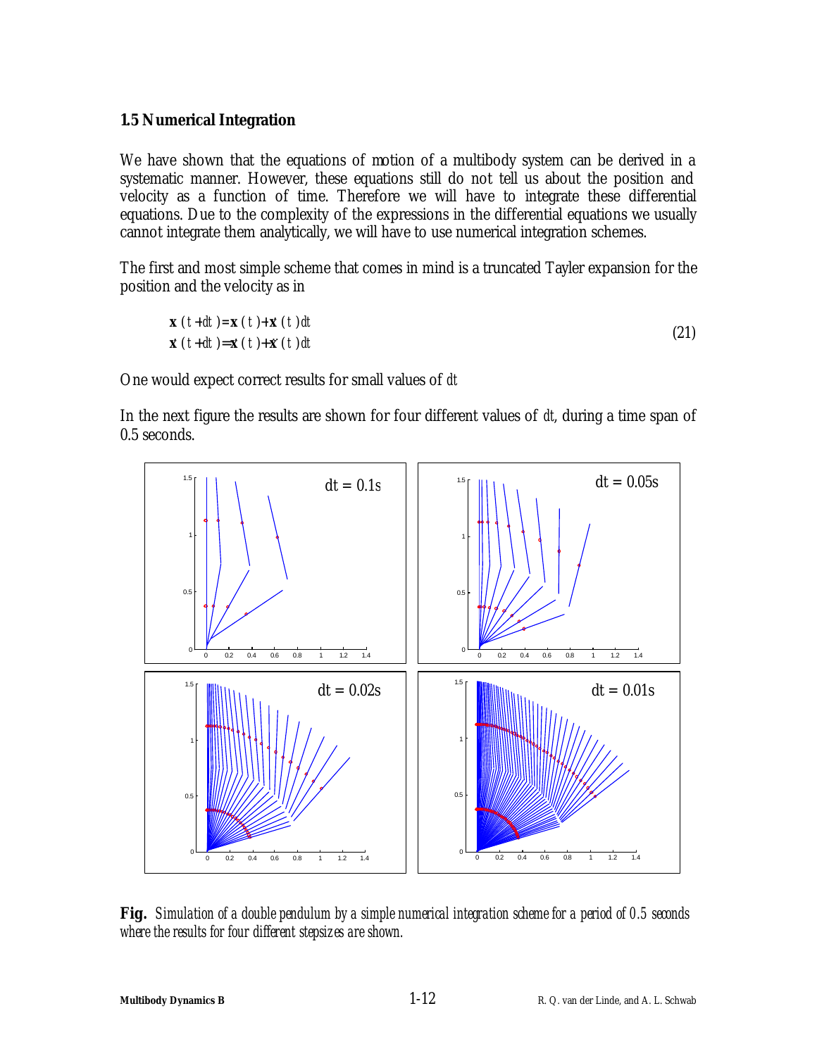### 1.5 Numerical Integration

We have shown that the equations of motion of a multibody system can be derived in a systematic manner. However, these equations still do not tell us about the position and velocity as a function of time. Therefore we will have to integrate these differential equations. Due to the complexity of the expressions in the differential equations we usually cannot integrate them analytically, we will have to use numerical integration schemes.

The first and most simple scheme that comes in mind is a truncated Tayler expansion for the position and the velocity as in

$$
\begin{aligned}
\mathbf{x}(t+dt) &= \mathbf{x}(t) + \dot{\mathbf{x}}(t)\,dt \\
\dot{\mathbf{x}}(t+dt) &= \dot{\mathbf{x}}(t) + \ddot{\mathbf{x}}(t)\,dt
\end{aligned}
\tag{21}
$$

One would expect correct results for small values of $dt$

In the next figure the results are shown for four different values of $dt$, during a time span of 0.5 seconds.

**Fig.** *Simulation of a double pendulum by a simple numerical integration scheme for a period of 0.5 seconds where the results for four different stepsizes are shown.*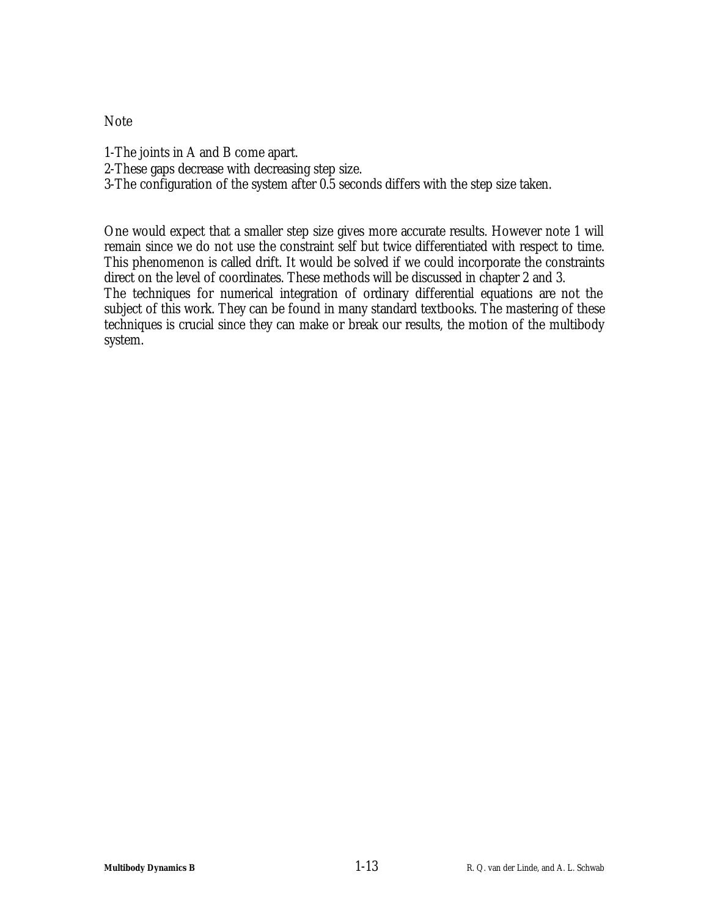Note

1-The joints in A and B come apart.
2-These gaps decrease with decreasing step size.
3-The configuration of the system after 0.5 seconds differs with the step size taken.

One would expect that a smaller step size gives more accurate results. However note 1 will remain since we do not use the constraint self but twice differentiated with respect to time. This phenomenon is called drift. It would be solved if we could incorporate the constraints direct on the level of coordinates. These methods will be discussed in chapter 2 and 3.
The techniques for numerical integration of ordinary differential equations are not the subject of this work. They can be found in many standard textbooks. The mastering of these techniques is crucial since they can make or break our results, the motion of the multibody system.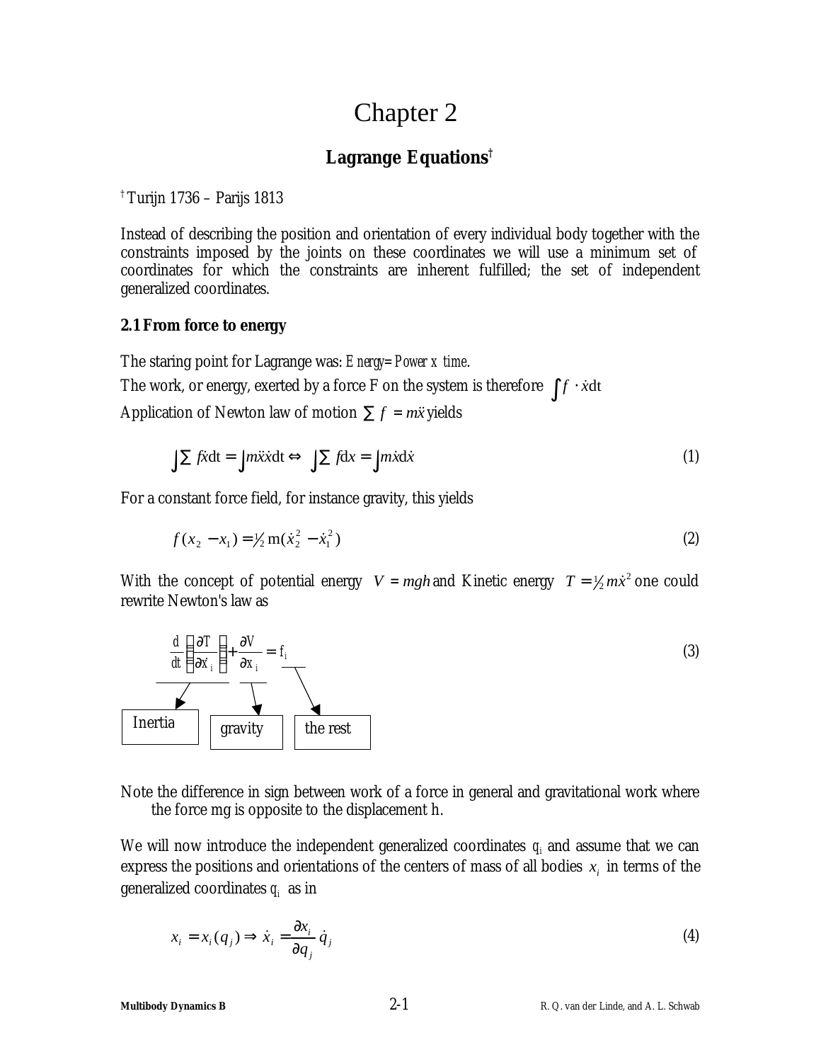#  Chapter 2

## Lagrange Equations[†]

[†] Turijn 1736 – Parijs 1813

Instead of describing the position and orientation of every individual body together with the constraints imposed by the joints on these coordinates we will use a minimum set of coordinates for which the constraints are inherent fulfilled; the set of independent generalized coordinates.

### 2.1 From force to energy

The staring point for Lagrange was: *Energy=Power x time*.

The work, or energy, exerted by a force F on the system is therefore $\int f \cdot \dot{x} \mathrm{d}t$

Application of Newton law of motion $\sum f = m\ddot{x}$ yields

$$\int \sum f\dot{x}\mathrm{d}t = \int m\ddot{x}\dot{x}\mathrm{d}t \Leftrightarrow \int \sum f\mathrm{d}x = \int m\dot{x}\mathrm{d}\dot{x} \tag{1}$$

For a constant force field, for instance gravity, this yields

$$f(x_2 - x_1) = \tfrac{1}{2}\mathrm{m}(\dot{x}_2^2 - \dot{x}_1^2) \tag{2}$$

With the concept of potential energy $V = mgh$ and Kinetic energy $T = \tfrac{1}{2}m\dot{x}^2$ one could rewrite Newton's law as

$$\underbrace{\frac{\mathrm{d}}{\mathrm{d}t}\left(\frac{\partial T}{\partial \dot{x}_i}\right)}_{\text{Inertia}} + \underbrace{\frac{\partial V}{\partial x_i}}_{\text{gravity}} = \underbrace{f_i}_{\text{the rest}} \tag{3}$$

Note the difference in sign between work of a force in general and gravitational work where the force mg is opposite to the displacement h.

We will now introduce the independent generalized coordinates $q_i$ and assume that we can express the positions and orientations of the centers of mass of all bodies $x_i$ in terms of the generalized coordinates $q_i$ as in

$$x_i = x_i(q_j) \Rightarrow \dot{x}_i = \frac{\partial x_i}{\partial q_j}\dot{q}_j \tag{4}$$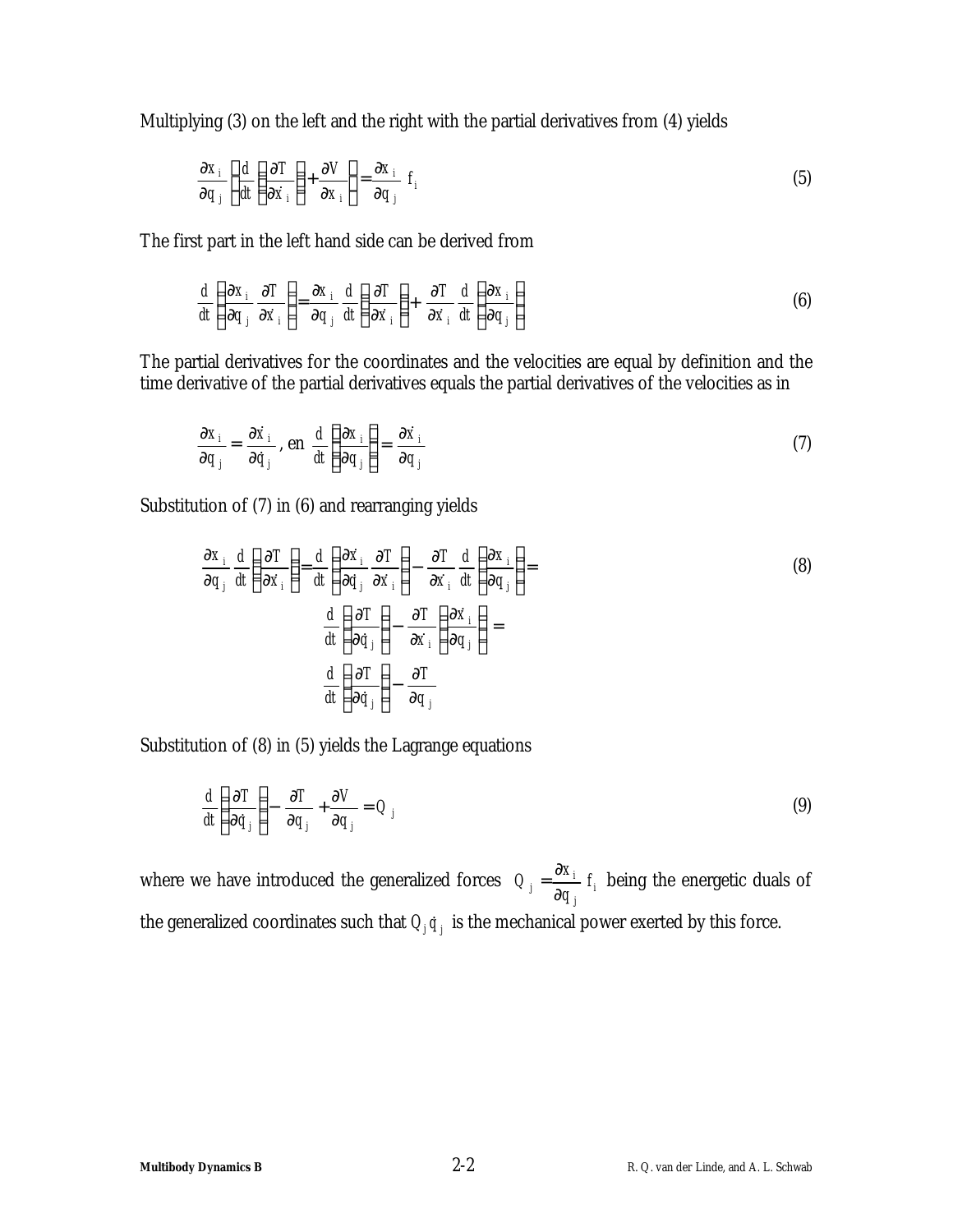Multiplying (3) on the left and the right with the partial derivatives from (4) yields

$$\frac{\partial x_i}{\partial q_j}\left(\frac{d}{dt}\left(\frac{\partial T}{\partial \dot{x}_i}\right)+\frac{\partial V}{\partial x_i}\right)=\frac{\partial x_i}{\partial q_j} f_i \tag{5}$$

The first part in the left hand side can be derived from

$$\frac{d}{dt}\left(\frac{\partial x_i}{\partial q_j}\frac{\partial T}{\partial \dot{x}_i}\right)=\frac{\partial x_i}{\partial q_j}\frac{d}{dt}\left(\frac{\partial T}{\partial \dot{x}_i}\right)+\frac{\partial T}{\partial \dot{x}_i}\frac{d}{dt}\left(\frac{\partial x_i}{\partial q_j}\right) \tag{6}$$

The partial derivatives for the coordinates and the velocities are equal by definition and the time derivative of the partial derivatives equals the partial derivatives of the velocities as in

$$\frac{\partial x_i}{\partial q_j}=\frac{\partial \dot{x}_i}{\partial \dot{q}_j}\text{, en }\frac{d}{dt}\left(\frac{\partial x_i}{\partial q_j}\right)=\frac{\partial \dot{x}_i}{\partial q_j} \tag{7}$$

Substitution of (7) in (6) and rearranging yields

$$\begin{aligned}\frac{\partial x_i}{\partial q_j}\frac{d}{dt}\left(\frac{\partial T}{\partial \dot{x}_i}\right)&=\frac{d}{dt}\left(\frac{\partial \dot{x}_i}{\partial \dot{q}_j}\frac{\partial T}{\partial \dot{x}_i}\right)-\frac{\partial T}{\partial \dot{x}_i}\frac{d}{dt}\left(\frac{\partial x_i}{\partial q_j}\right)=\\ &\frac{d}{dt}\left(\frac{\partial T}{\partial \dot{q}_j}\right)-\frac{\partial T}{\partial \dot{x}_i}\left(\frac{\partial \dot{x}_i}{\partial q_j}\right)=\\ &\frac{d}{dt}\left(\frac{\partial T}{\partial \dot{q}_j}\right)-\frac{\partial T}{\partial q_j}\end{aligned} \tag{8}$$

Substitution of (8) in (5) yields the Lagrange equations

$$\frac{d}{dt}\left(\frac{\partial T}{\partial \dot{q}_j}\right)-\frac{\partial T}{\partial q_j}+\frac{\partial V}{\partial q_j}=Q_j \tag{9}$$

where we have introduced the generalized forces $Q_j=\frac{\partial x_i}{\partial q_j} f_i$ being the energetic duals of the generalized coordinates such that $Q_j\dot{q}_j$ is the mechanical power exerted by this force.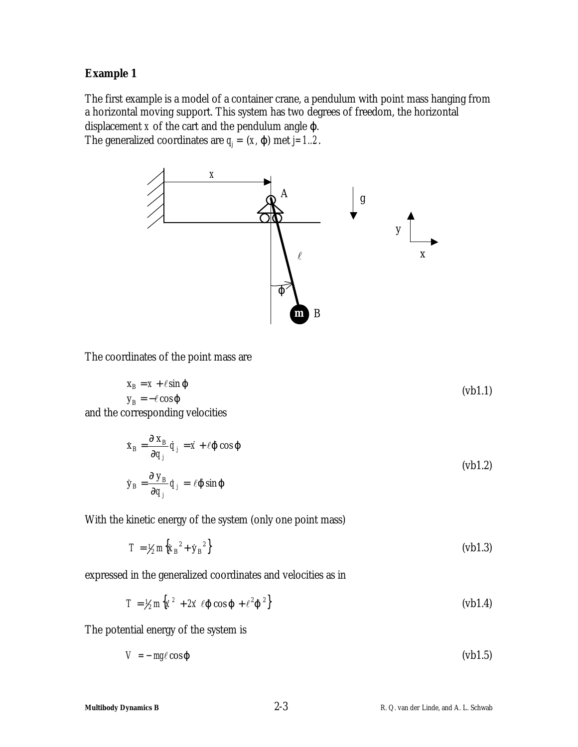**Example 1**

The first example is a model of a container crane, a pendulum with point mass hanging from a horizontal moving support. This system has two degrees of freedom, the horizontal displacement $x$ of the cart and the pendulum angle $\varphi$.
The generalized coordinates are $q_j = (x, \varphi)$ met $j=1..2$.

The coordinates of the point mass are

$$
\begin{aligned}
x_B &= x + \ell \sin\varphi \\
y_B &= -\ell \cos\varphi
\end{aligned}
\tag{vb1.1}
$$

and the corresponding velocities

$$
\begin{aligned}
\dot{x}_B &= \frac{\partial x_B}{\partial q_j}\dot{q}_j = \dot{x} + \ell\dot{\varphi}\cos\varphi \\
\dot{y}_B &= \frac{\partial y_B}{\partial q_j}\dot{q}_j = \ell\dot{\varphi}\sin\varphi
\end{aligned}
\tag{vb1.2}
$$

With the kinetic energy of the system (only one point mass)

$$
T = \tfrac{1}{2} m \left\{ \dot{x}_B^{\,2} + \dot{y}_B^{\,2} \right\}
\tag{vb1.3}
$$

expressed in the generalized coordinates and velocities as in

$$
T = \tfrac{1}{2} m \left\{ \dot{x}^2 + 2\dot{x}\,\ell\dot{\varphi}\cos\varphi + \ell^2\dot{\varphi}^2 \right\}
\tag{vb1.4}
$$

The potential energy of the system is

$$
V = -mg\ell\cos\varphi
\tag{vb1.5}
$$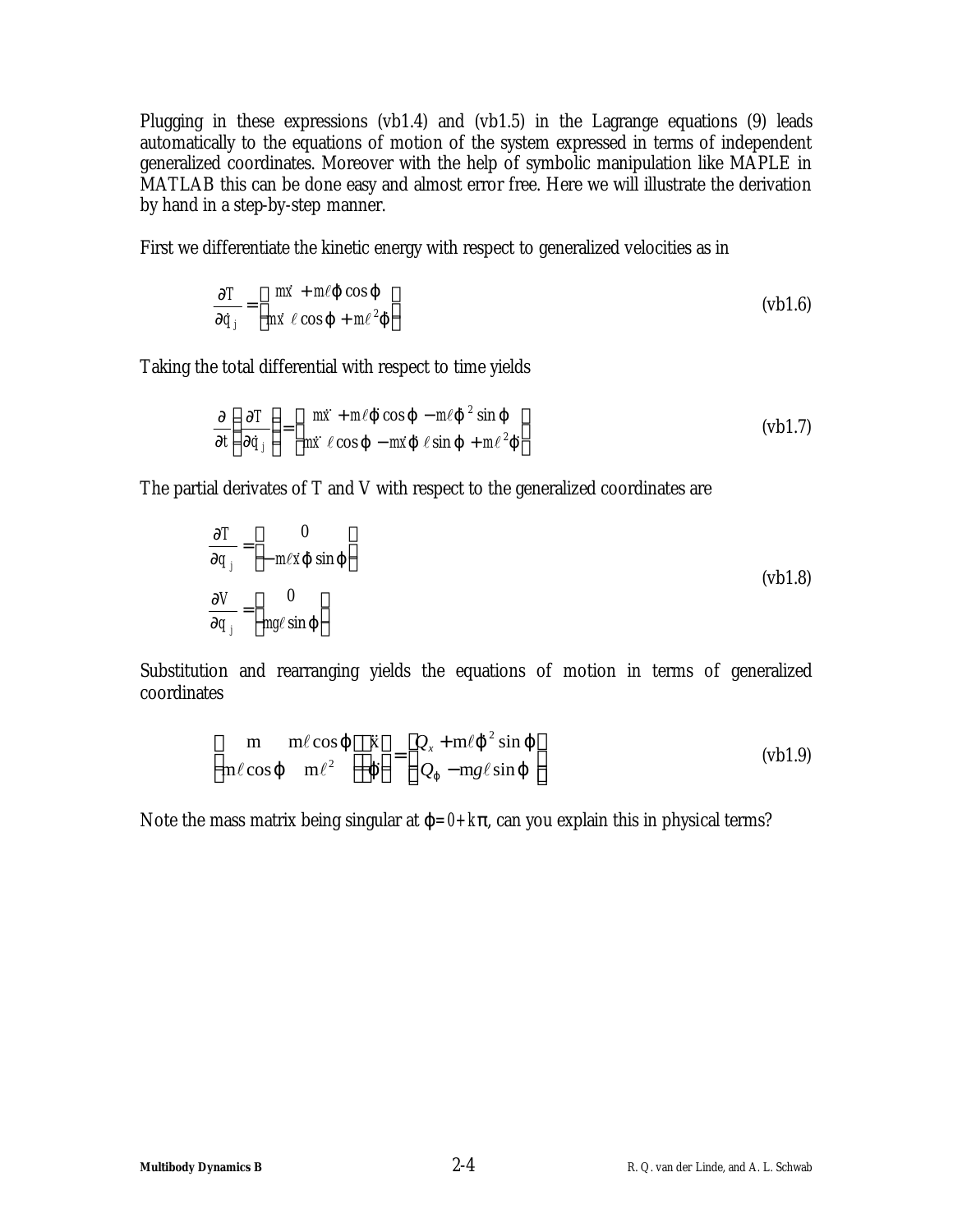Plugging in these expressions (vb1.4) and (vb1.5) in the Lagrange equations (9) leads automatically to the equations of motion of the system expressed in terms of independent generalized coordinates. Moreover with the help of symbolic manipulation like MAPLE in MATLAB this can be done easy and almost error free. Here we will illustrate the derivation by hand in a step-by-step manner.

First we differentiate the kinetic energy with respect to generalized velocities as in

$$\frac{\partial T}{\partial \dot{q}_j} = \begin{bmatrix} m\dot{x} + m\ell\dot{\varphi}\cos\varphi \\ m\dot{x}\,\ell\cos\varphi + m\ell^2\dot{\varphi} \end{bmatrix} \tag{vb1.6}$$

Taking the total differential with respect to time yields

$$\frac{\partial}{\partial t}\left(\frac{\partial T}{\partial \dot{q}_j}\right) = \begin{bmatrix} m\ddot{x} + m\ell\ddot{\varphi}\cos\varphi - m\ell\dot{\varphi}^2\sin\varphi \\ m\ddot{x}\,\ell\cos\varphi - m\dot{x}\dot{\varphi}\,\ell\sin\varphi + m\ell^2\ddot{\varphi} \end{bmatrix} \tag{vb1.7}$$

The partial derivates of T and V with respect to the generalized coordinates are

$$\begin{aligned} \frac{\partial T}{\partial q_j} &= \begin{bmatrix} 0 \\ -m\ell\dot{x}\dot{\varphi}\sin\varphi \end{bmatrix} \\ \frac{\partial V}{\partial q_j} &= \begin{bmatrix} 0 \\ mg\ell\sin\varphi \end{bmatrix} \end{aligned} \tag{vb1.8}$$

Substitution and rearranging yields the equations of motion in terms of generalized coordinates

$$\begin{bmatrix} m & m\ell\cos\varphi \\ m\ell\cos\varphi & m\ell^2 \end{bmatrix} \begin{bmatrix} \ddot{x} \\ \ddot{\varphi} \end{bmatrix} = \begin{bmatrix} Q_x + m\ell\dot{\varphi}^2\sin\varphi \\ Q_\varphi - mg\ell\sin\varphi \end{bmatrix} \tag{vb1.9}$$

Note the mass matrix being singular at $\varphi = 0 + k\pi$, can you explain this in physical terms?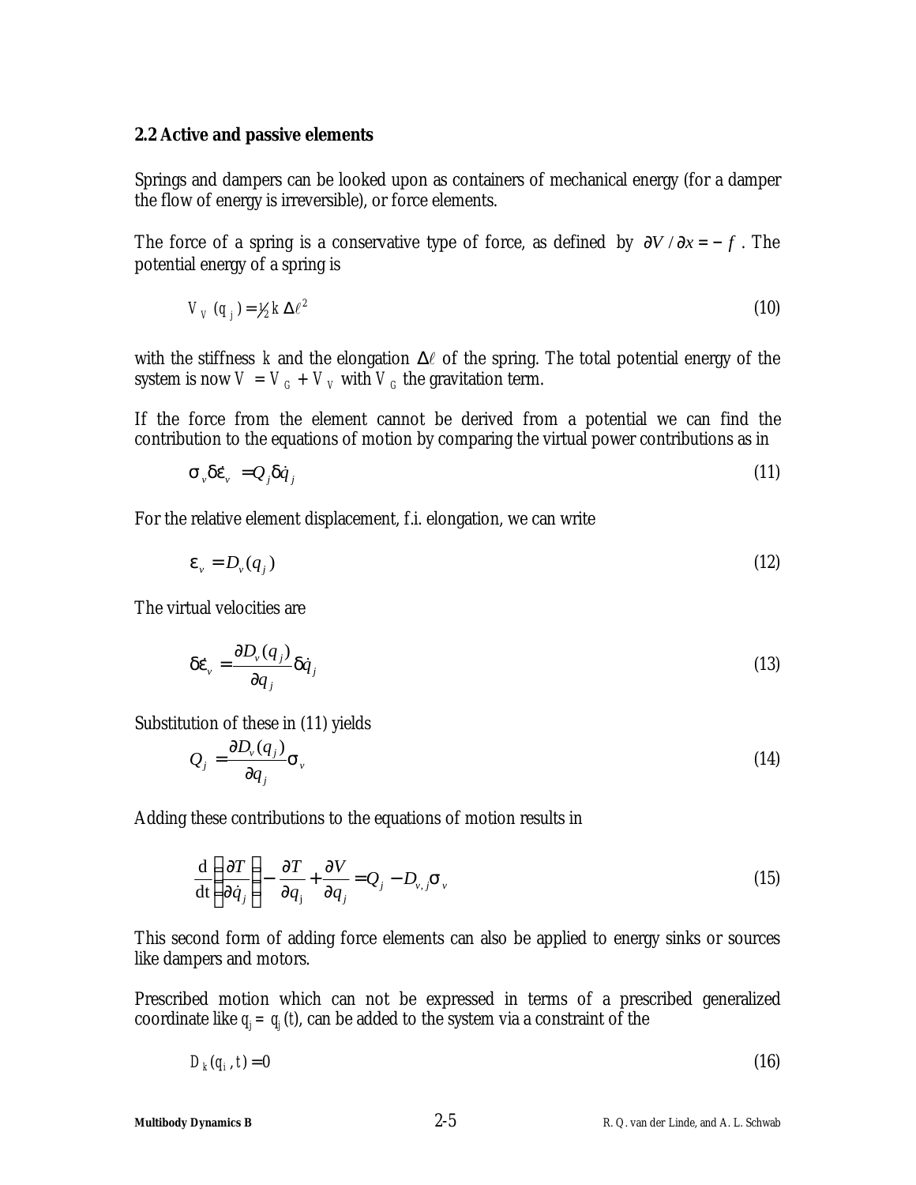### 2.2 Active and passive elements

Springs and dampers can be looked upon as containers of mechanical energy (for a damper the flow of energy is irreversible), or force elements.

The force of a spring is a conservative type of force, as defined by $\partial V / \partial x = -f$. The potential energy of a spring is

$$V_V(q_j) = \tfrac{1}{2} k \, \Delta\ell^2 \tag{10}$$

with the stiffness $k$ and the elongation $\Delta\ell$ of the spring. The total potential energy of the system is now $V = V_G + V_V$ with $V_G$ the gravitation term.

If the force from the element cannot be derived from a potential we can find the contribution to the equations of motion by comparing the virtual power contributions as in

$$\sigma_v \delta\dot{\varepsilon}_v = Q_j \delta\dot{q}_j \tag{11}$$

For the relative element displacement, f.i. elongation, we can write

$$\varepsilon_v = D_v(q_j) \tag{12}$$

The virtual velocities are

$$\delta\dot{\varepsilon}_v = \frac{\partial D_v(q_j)}{\partial q_j} \delta\dot{q}_j \tag{13}$$

Substitution of these in (11) yields

$$Q_j = \frac{\partial D_v(q_j)}{\partial q_j} \sigma_v \tag{14}$$

Adding these contributions to the equations of motion results in

$$\frac{\mathrm{d}}{\mathrm{dt}}\left(\frac{\partial T}{\partial \dot{q}_j}\right) - \frac{\partial T}{\partial q_j} + \frac{\partial V}{\partial q_j} = Q_j - D_{v,j}\sigma_v \tag{15}$$

This second form of adding force elements can also be applied to energy sinks or sources like dampers and motors.

Prescribed motion which can not be expressed in terms of a prescribed generalized coordinate like $q_j = q_j(t)$, can be added to the system via a constraint of the

$$D_k(q_i, t) = 0 \tag{16}$$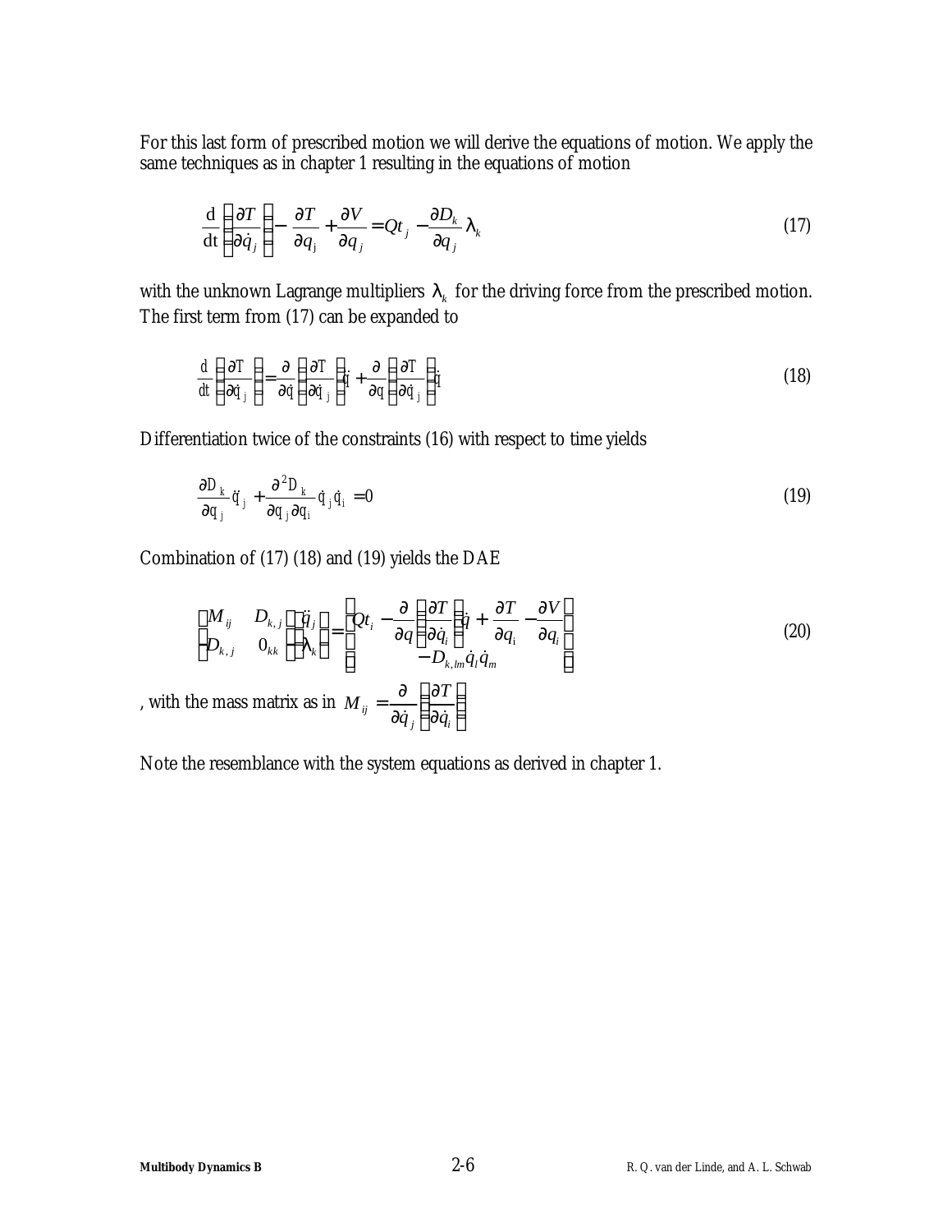For this last form of prescribed motion we will derive the equations of motion. We apply the same techniques as in chapter 1 resulting in the equations of motion

$$\frac{\mathrm{d}}{\mathrm{dt}}\left(\frac{\partial T}{\partial \dot{q}_j}\right) - \frac{\partial T}{\partial q_j} + \frac{\partial V}{\partial q_j} = Qt_j - \frac{\partial D_k}{\partial q_j}\lambda_k \tag{17}$$

with the unknown Lagrange multipliers $\lambda_k$ for the driving force from the prescribed motion. The first term from (17) can be expanded to

$$\frac{\mathrm{d}}{\mathrm{dt}}\left(\frac{\partial T}{\partial \dot{q}_j}\right) = \frac{\partial}{\partial \dot{q}}\left(\frac{\partial T}{\partial \dot{q}_j}\right)\ddot{q} + \frac{\partial}{\partial q}\left(\frac{\partial T}{\partial \dot{q}_j}\right)\dot{q} \tag{18}$$

Differentiation twice of the constraints (16) with respect to time yields

$$\frac{\partial D_k}{\partial q_j}\ddot{q}_j + \frac{\partial^2 D_k}{\partial q_j \partial q_i}\dot{q}_j\dot{q}_i = 0 \tag{19}$$

Combination of (17) (18) and (19) yields the DAE

$$\begin{bmatrix} M_{ij} & D_{k,j} \\ D_{k,j} & 0_{kk} \end{bmatrix}\begin{bmatrix} \ddot{q}_j \\ \lambda_k \end{bmatrix} = \begin{bmatrix} Qt_i - \dfrac{\partial}{\partial q}\left(\dfrac{\partial T}{\partial \dot{q}_i}\right)\dot{q} + \dfrac{\partial T}{\partial q_i} - \dfrac{\partial V}{\partial q_i} \\ -D_{k,lm}\dot{q}_l\dot{q}_m \end{bmatrix} \tag{20}$$

, with the mass matrix as in $M_{ij} = \dfrac{\partial}{\partial \dot{q}_j}\left(\dfrac{\partial T}{\partial \dot{q}_i}\right)$

Note the resemblance with the system equations as derived in chapter 1.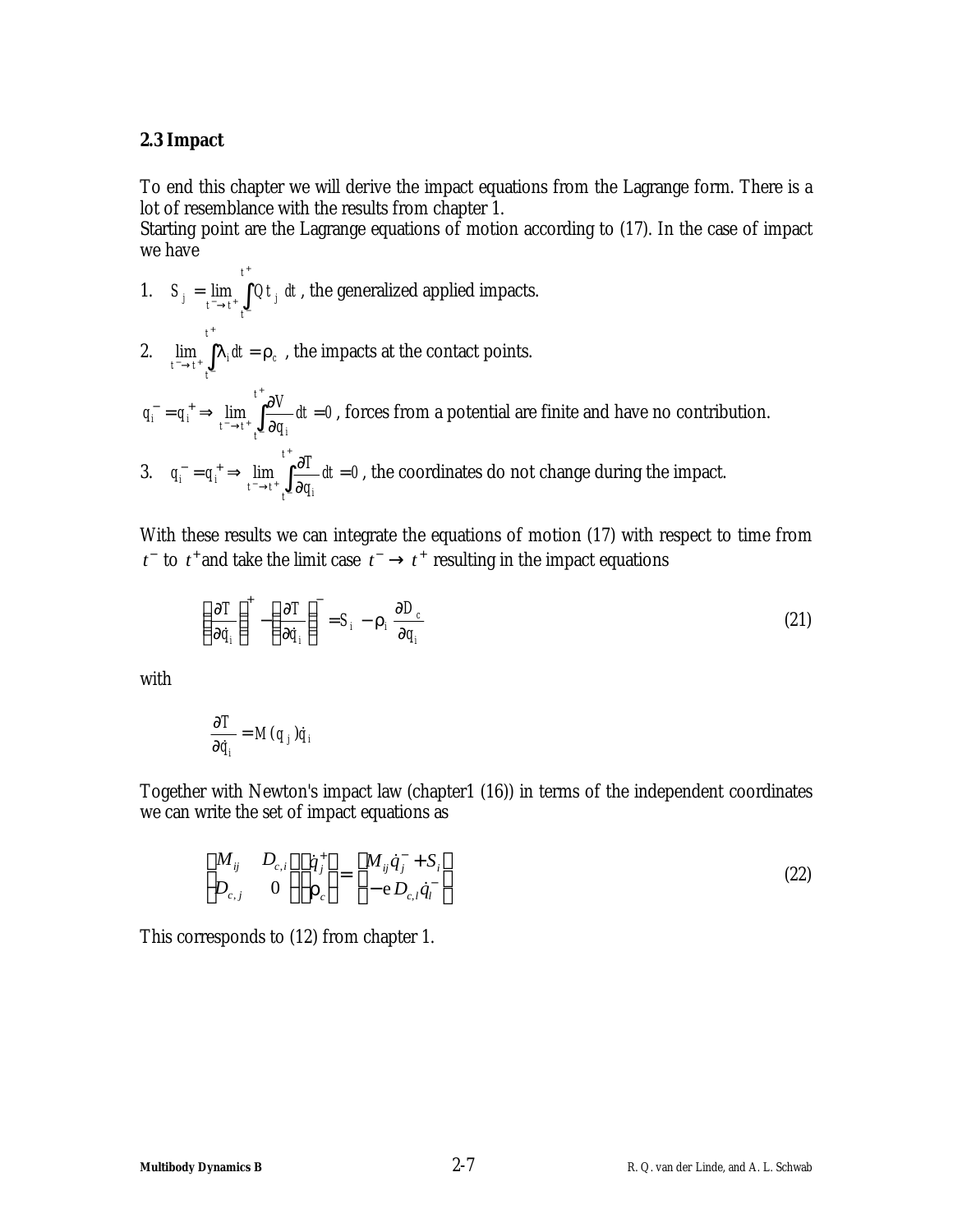### 2.3 Impact

To end this chapter we will derive the impact equations from the Lagrange form. There is a lot of resemblance with the results from chapter 1.
Starting point are the Lagrange equations of motion according to (17). In the case of impact we have

1. $S_j = \lim_{t^- \to t^+} \int_{t^-}^{t^+} Q_j \, dt$ , the generalized applied impacts.

2. $\lim_{t^- \to t^+} \int_{t^-}^{t^+} \lambda_i \, dt = \rho_c$ , the impacts at the contact points.

$q_i^- = q_i^+ \Rightarrow \lim_{t^- \to t^+} \int_{t^-}^{t^+} \frac{\partial V}{\partial q_i} dt = 0$ , forces from a potential are finite and have no contribution.

3. $q_i^- = q_i^+ \Rightarrow \lim_{t^- \to t^+} \int_{t^-}^{t^+} \frac{\partial T}{\partial q_i} dt = 0$ , the coordinates do not change during the impact.

With these results we can integrate the equations of motion (17) with respect to time from $t^-$ to $t^+$ and take the limit case $t^- \to t^+$ resulting in the impact equations

$$\left(\frac{\partial T}{\partial \dot{q}_i}\right)^+ - \left(\frac{\partial T}{\partial \dot{q}_i}\right)^- = S_i - \rho_i \frac{\partial D_c}{\partial q_i} \tag{21}$$

with

$$\frac{\partial T}{\partial \dot{q}_i} = M(q_j)\dot{q}_i$$

Together with Newton's impact law (chapter1 (16)) in terms of the independent coordinates we can write the set of impact equations as

$$\begin{bmatrix} M_{ij} & D_{c,i} \\ D_{c,j} & 0 \end{bmatrix} \begin{bmatrix} \dot{q}_j^+ \\ \rho_c \end{bmatrix} = \begin{bmatrix} M_{ij}\dot{q}_j^- + S_i \\ -e D_{c,l}\dot{q}_l^- \end{bmatrix} \tag{22}$$

This corresponds to (12) from chapter 1.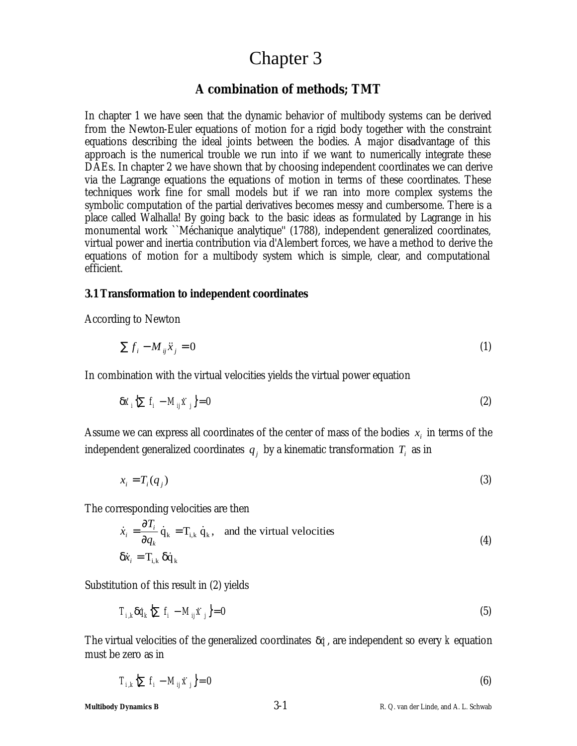# Chapter 3

## A combination of methods; TMT

In chapter 1 we have seen that the dynamic behavior of multibody systems can be derived from the Newton-Euler equations of motion for a rigid body together with the constraint equations describing the ideal joints between the bodies. A major disadvantage of this approach is the numerical trouble we run into if we want to numerically integrate these DAEs. In chapter 2 we have shown that by choosing independent coordinates we can derive via the Lagrange equations the equations of motion in terms of these coordinates. These techniques work fine for small models but if we ran into more complex systems the symbolic computation of the partial derivatives becomes messy and cumbersome. There is a place called Walhalla! By going back to the basic ideas as formulated by Lagrange in his monumental work ``Méchanique analytique'' (1788), independent generalized coordinates, virtual power and inertia contribution via d'Alembert forces, we have a method to derive the equations of motion for a multibody system which is simple, clear, and computational efficient.

### 3.1 Transformation to independent coordinates

According to Newton

$$\sum f_i - M_{ij}\ddot{x}_j = 0 \tag{1}$$

In combination with the virtual velocities yields the virtual power equation

$$\delta\dot{x}_i\{\sum f_i - M_{ij}\ddot{x}_j\} = 0 \tag{2}$$

Assume we can express all coordinates of the center of mass of the bodies $x_i$ in terms of the independent generalized coordinates $q_j$ by a kinematic transformation $T_i$ as in

$$x_i = T_i(q_j) \tag{3}$$

The corresponding velocities are then

$$\dot{x}_i = \frac{\partial T_i}{\partial q_k}\dot{q}_k = T_{i,k}\,\dot{q}_k, \quad \text{and the virtual velocities}$$
$$\delta\dot{x}_i = T_{i,k}\,\delta\dot{q}_k \tag{4}$$

Substitution of this result in (2) yields

$$T_{i,k}\delta\dot{q}_k\{\sum f_i - M_{ij}\ddot{x}_j\} = 0 \tag{5}$$

The virtual velocities of the generalized coordinates $\delta\dot{q}$, are independent so every $k$ equation must be zero as in

$$T_{i,k}\{\sum f_i - M_{ij}\ddot{x}_j\} = 0 \tag{6}$$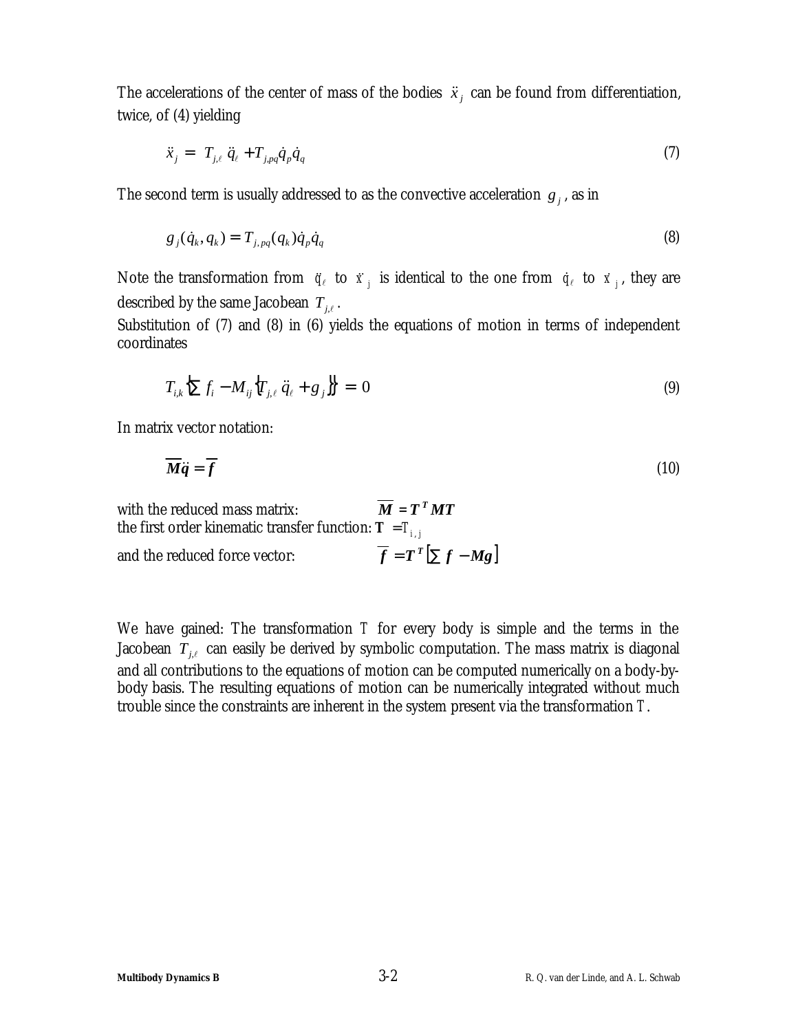The accelerations of the center of mass of the bodies $\ddot{x}_j$ can be found from differentiation, twice, of (4) yielding

$$\ddot{x}_j = T_{j,\ell}\,\ddot{q}_\ell + T_{j,pq}\dot{q}_p\dot{q}_q \tag{7}$$

The second term is usually addressed to as the convective acceleration $g_j$, as in

$$g_j(\dot{q}_k, q_k) = T_{j,pq}(q_k)\dot{q}_p\dot{q}_q \tag{8}$$

Note the transformation from $\ddot{q}_\ell$ to $\ddot{x}_j$ is identical to the one from $\dot{q}_\ell$ to $\dot{x}_j$, they are described by the same Jacobean $T_{j,\ell}$.
Substitution of (7) and (8) in (6) yields the equations of motion in terms of independent coordinates

$$T_{i,k}\left\{\sum f_i - M_{ij}\left\{T_{j,\ell}\,\ddot{q}_\ell + g_j\right\}\right\} = 0 \tag{9}$$

In matrix vector notation:

$$\overline{\boldsymbol{M}}\ddot{\boldsymbol{q}} = \overline{\boldsymbol{f}} \tag{10}$$

with the reduced mass matrix: $\overline{\boldsymbol{M}} = \boldsymbol{T}^T\boldsymbol{M}\boldsymbol{T}$
the first order kinematic transfer function: $\mathbf{T} = T_{i,j}$
and the reduced force vector: $\overline{\boldsymbol{f}} = \boldsymbol{T}^T\left[\sum \boldsymbol{f} - \boldsymbol{M}\boldsymbol{g}\right]$

We have gained: The transformation $T$ for every body is simple and the terms in the Jacobean $T_{j,\ell}$ can easily be derived by symbolic computation. The mass matrix is diagonal and all contributions to the equations of motion can be computed numerically on a body-by-body basis. The resulting equations of motion can be numerically integrated without much trouble since the constraints are inherent in the system present via the transformation $T$.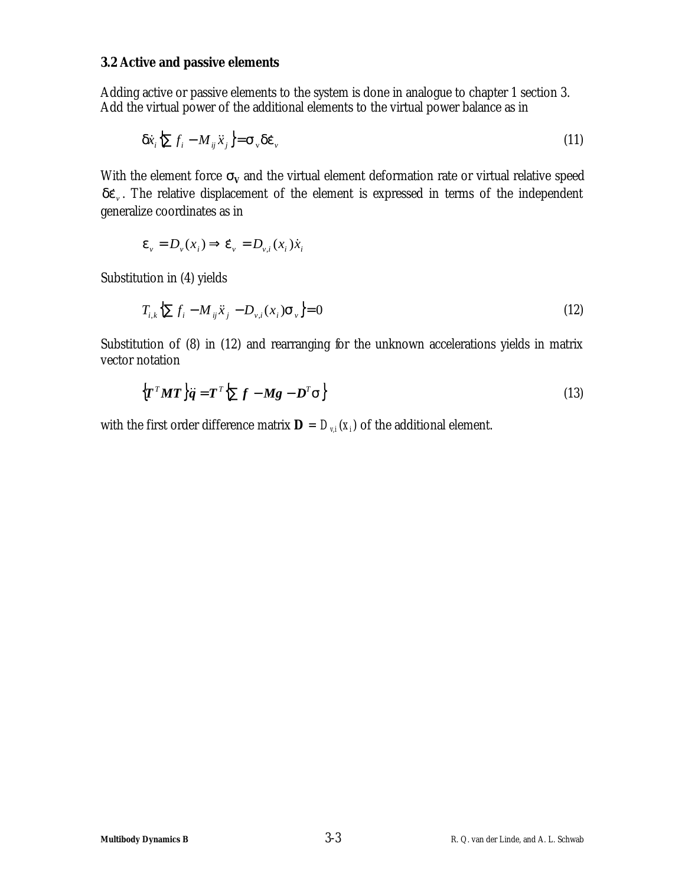### 3.2 Active and passive elements

Adding active or passive elements to the system is done in analogue to chapter 1 section 3. Add the virtual power of the additional elements to the virtual power balance as in

$$\delta\dot{x}_i\left\{\sum f_i - M_{ij}\ddot{x}_j\right\} = \sigma_v \delta\dot{\varepsilon}_v \tag{11}$$

With the element force $\sigma_v$ and the virtual element deformation rate or virtual relative speed $\delta\dot{\varepsilon}_v$. The relative displacement of the element is expressed in terms of the independent generalize coordinates as in

$$\varepsilon_v = D_v(x_i) \Rightarrow \dot{\varepsilon}_v = D_{v,i}(x_i)\dot{x}_i$$

Substitution in (4) yields

$$T_{i,k}\left\{\sum f_i - M_{ij}\ddot{x}_j - D_{v,i}(x_i)\sigma_v\right\} = 0 \tag{12}$$

Substitution of (8) in (12) and rearranging for the unknown accelerations yields in matrix vector notation

$$\left\{\boldsymbol{T}^T\boldsymbol{M}\boldsymbol{T}\right\}\ddot{\boldsymbol{q}} = \boldsymbol{T}^T\left\{\sum \boldsymbol{f} - \boldsymbol{M}\boldsymbol{g} - \boldsymbol{D}^T\sigma\right\} \tag{13}$$

with the first order difference matrix $\mathbf{D} = D_{v,i}(x_i)$ of the additional element.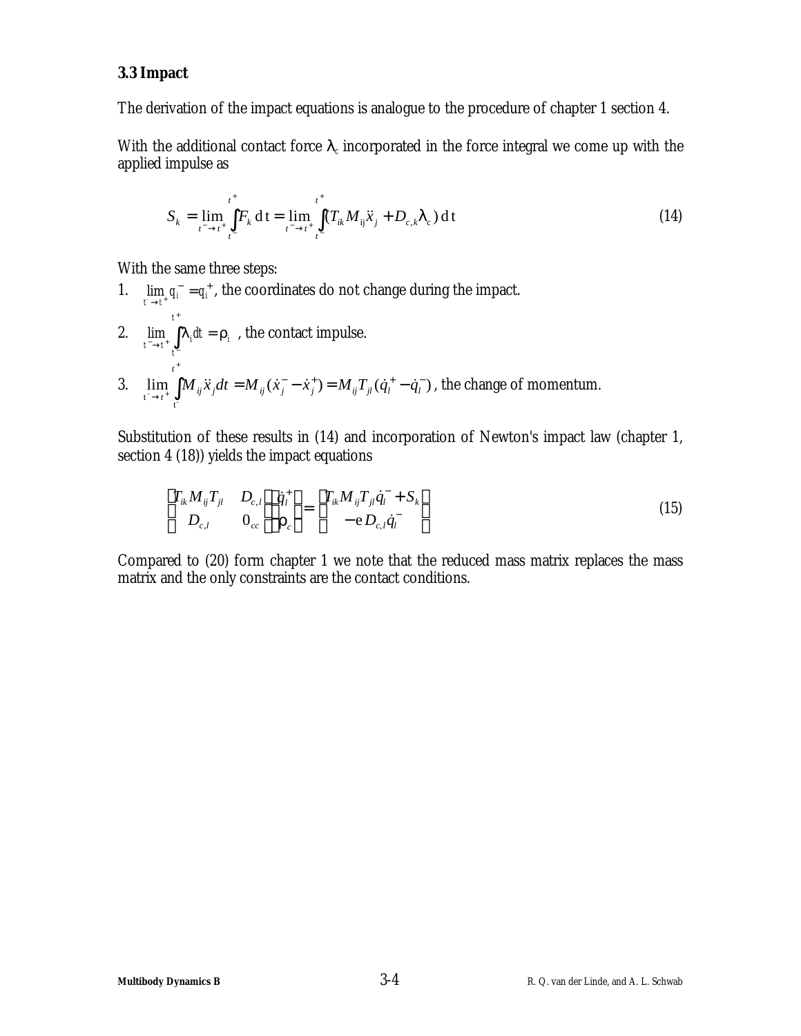### 3.3 Impact

The derivation of the impact equations is analogue to the procedure of chapter 1 section 4.

With the additional contact force $\lambda_c$ incorporated in the force integral we come up with the applied impulse as

$$S_k = \lim_{t^- \to t^+} \int_{t^-}^{t^+} F_k \,\mathrm{d}\,\mathrm{t} = \lim_{t^- \to t^+} \int_{t^-}^{t^+} (T_{ik} M_{ij} \ddot{x}_j + D_{c,k} \lambda_c) \,\mathrm{d}\,\mathrm{t} \tag{14}$$

With the same three steps:

1. $\lim_{t^- \to t^+} q_i^- = q_i^+$, the coordinates do not change during the impact.
2. $\lim_{t^- \to t^+} \int_{t^-}^{t^+} \lambda_i dt = \rho_i$ , the contact impulse.
3. $\lim_{t^- \to t^+} \int_{t^-}^{t^+} M_{ij} \ddot{x}_j dt = M_{ij} (\dot{x}_j^- - \dot{x}_j^+) = M_{ij} T_{jl} (\dot{q}_l^+ - \dot{q}_l^-)$ , the change of momentum.

Substitution of these results in (14) and incorporation of Newton's impact law (chapter 1, section 4 (18)) yields the impact equations

$$\begin{bmatrix} T_{ik} M_{ij} T_{jl} & D_{c,l} \\ D_{c,l} & 0_{cc} \end{bmatrix} \begin{bmatrix} \dot{q}_l^+ \\ \rho_c \end{bmatrix} = \begin{bmatrix} T_{ik} M_{ij} T_{jl} \dot{q}_l^- + S_k \\ -e D_{c,l} \dot{q}_l^- \end{bmatrix} \tag{15}$$

Compared to (20) form chapter 1 we note that the reduced mass matrix replaces the mass matrix and the only constraints are the contact conditions.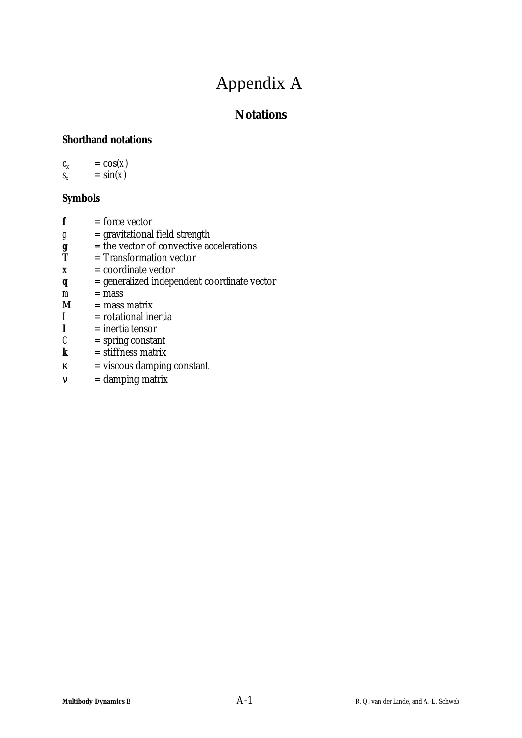# Appendix A

## Notations

### Shorthand notations

$c_x$ = cos($x$)
$s_x$ = sin($x$)

### Symbols

$\mathbf{f}$ = force vector
$g$ = gravitational field strength
$\mathbf{g}$ = the vector of convective accelerations
$\mathbf{T}$ = Transformation vector
$\mathbf{x}$ = coordinate vector
$\mathbf{q}$ = generalized independent coordinate vector
$m$ = mass
$\mathbf{M}$ = mass matrix
$I$ = rotational inertia
$\mathbf{I}$ = inertia tensor
$C$ = spring constant
$\mathbf{k}$ = stiffness matrix
$\kappa$ = viscous damping constant
$\nu$ = damping matrix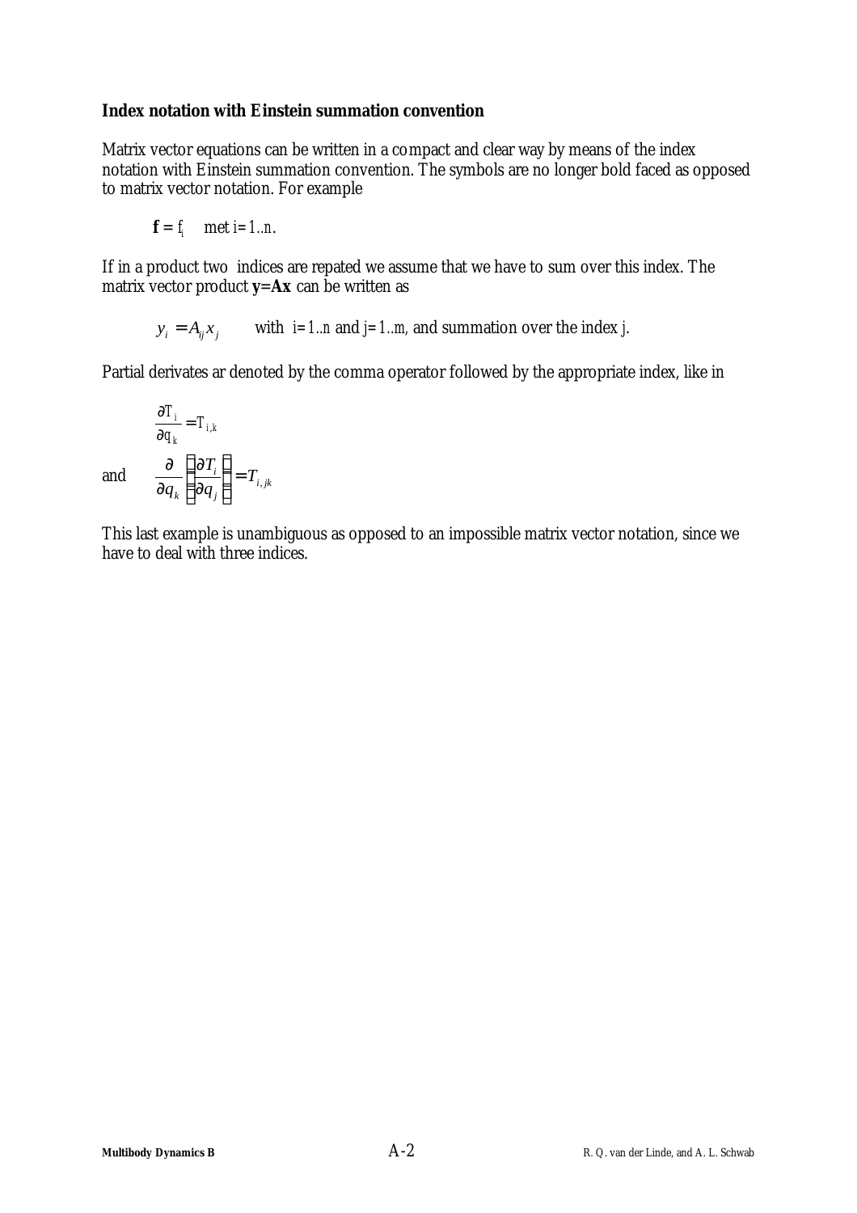**Index notation with Einstein summation convention**

Matrix vector equations can be written in a compact and clear way by means of the index notation with Einstein summation convention. The symbols are no longer bold faced as opposed to matrix vector notation. For example

$$\mathbf{f} = f_i \quad \text{met } i = 1..n.$$

If in a product two indices are repated we assume that we have to sum over this index. The matrix vector product **y=Ax** can be written as

$$y_i = A_{ij} x_j \qquad \text{with } i = 1..n \text{ and } j = 1..m, \text{ and summation over the index } j.$$

Partial derivates ar denoted by the comma operator followed by the appropriate index, like in

$$\frac{\partial T_i}{\partial q_k} = T_{i,k}$$

and

$$\frac{\partial}{\partial q_k}\left(\frac{\partial T_i}{\partial q_j}\right) = T_{i,jk}$$

This last example is unambiguous as opposed to an impossible matrix vector notation, since we have to deal with three indices.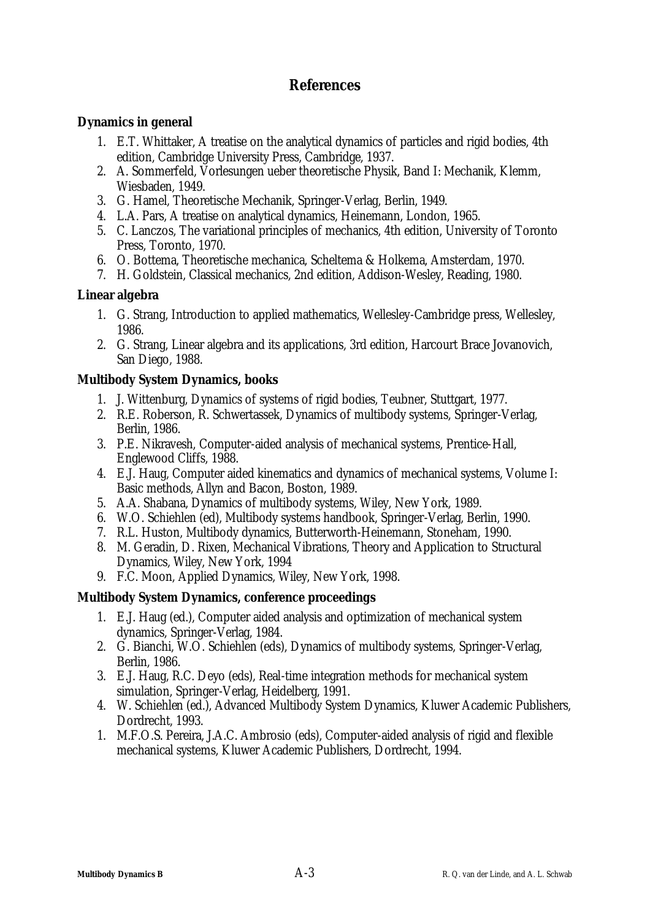# References

### Dynamics in general

1. E.T. Whittaker, A treatise on the analytical dynamics of particles and rigid bodies, 4th edition, Cambridge University Press, Cambridge, 1937.
2. A. Sommerfeld, Vorlesungen ueber theoretische Physik, Band I: Mechanik, Klemm, Wiesbaden, 1949.
3. G. Hamel, Theoretische Mechanik, Springer-Verlag, Berlin, 1949.
4. L.A. Pars, A treatise on analytical dynamics, Heinemann, London, 1965.
5. C. Lanczos, The variational principles of mechanics, 4th edition, University of Toronto Press, Toronto, 1970.
6. O. Bottema, Theoretische mechanica, Scheltema & Holkema, Amsterdam, 1970.
7. H. Goldstein, Classical mechanics, 2nd edition, Addison-Wesley, Reading, 1980.

### Linear algebra

1. G. Strang, Introduction to applied mathematics, Wellesley-Cambridge press, Wellesley, 1986.
2. G. Strang, Linear algebra and its applications, 3rd edition, Harcourt Brace Jovanovich, San Diego, 1988.

### Multibody System Dynamics, books

1. J. Wittenburg, Dynamics of systems of rigid bodies, Teubner, Stuttgart, 1977.
2. R.E. Roberson, R. Schwertassek, Dynamics of multibody systems, Springer-Verlag, Berlin, 1986.
3. P.E. Nikravesh, Computer-aided analysis of mechanical systems, Prentice-Hall, Englewood Cliffs, 1988.
4. E.J. Haug, Computer aided kinematics and dynamics of mechanical systems, Volume I: Basic methods, Allyn and Bacon, Boston, 1989.
5. A.A. Shabana, Dynamics of multibody systems, Wiley, New York, 1989.
6. W.O. Schiehlen (ed), Multibody systems handbook, Springer-Verlag, Berlin, 1990.
7. R.L. Huston, Multibody dynamics, Butterworth-Heinemann, Stoneham, 1990.
8. M. Geradin, D. Rixen, Mechanical Vibrations, Theory and Application to Structural Dynamics, Wiley, New York, 1994
9. F.C. Moon, Applied Dynamics, Wiley, New York, 1998.

### Multibody System Dynamics, conference proceedings

1. E.J. Haug (ed.), Computer aided analysis and optimization of mechanical system dynamics, Springer-Verlag, 1984.
2. G. Bianchi, W.O. Schiehlen (eds), Dynamics of multibody systems, Springer-Verlag, Berlin, 1986.
3. E.J. Haug, R.C. Deyo (eds), Real-time integration methods for mechanical system simulation, Springer-Verlag, Heidelberg, 1991.
4. W. Schiehlen (ed.), Advanced Multibody System Dynamics, Kluwer Academic Publishers, Dordrecht, 1993.
1. M.F.O.S. Pereira, J.A.C. Ambrosio (eds), Computer-aided analysis of rigid and flexible mechanical systems, Kluwer Academic Publishers, Dordrecht, 1994.